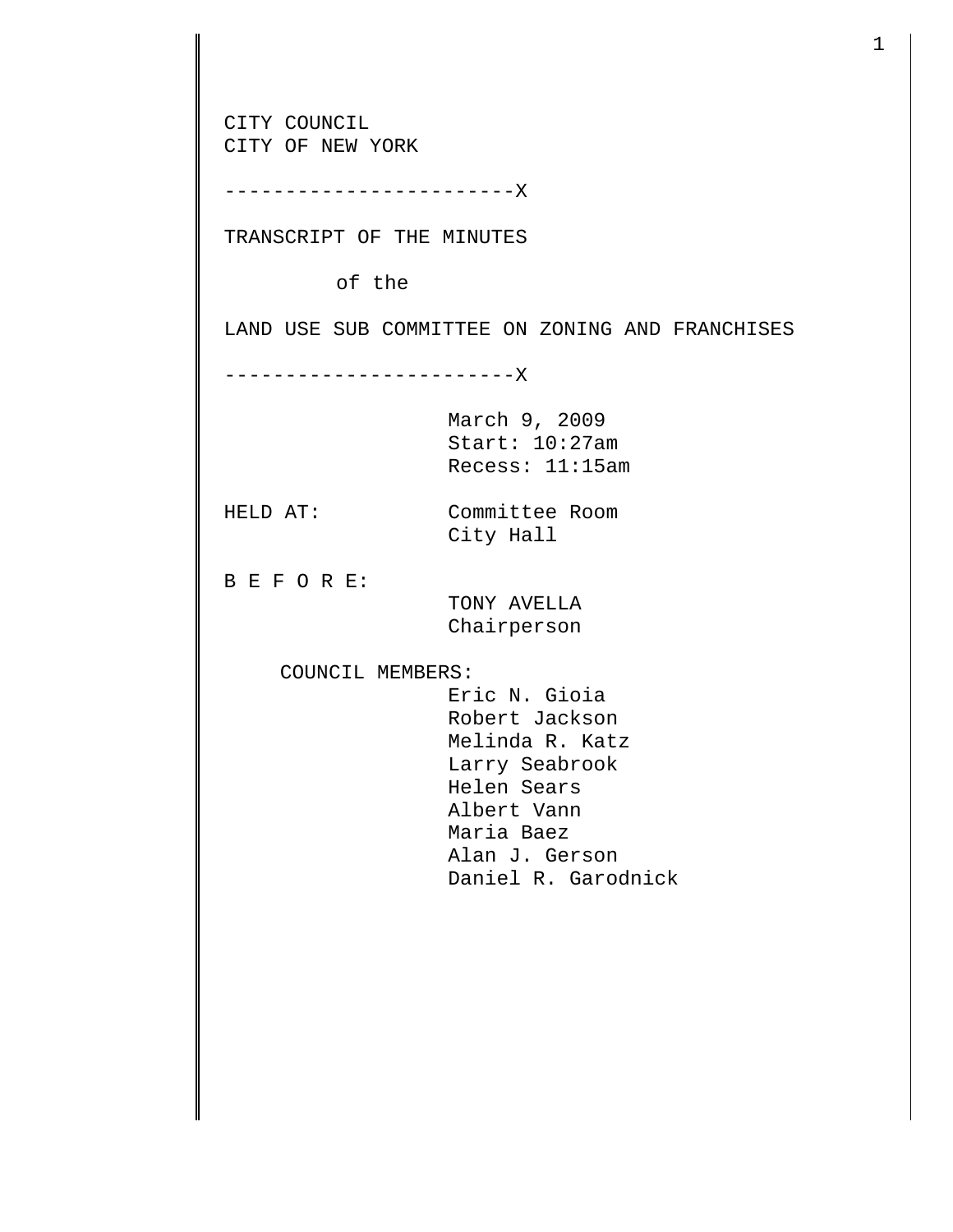CITY COUNCIL
CITY OF NEW YORK

------------------------X

TRANSCRIPT OF THE MINUTES

of the

LAND USE SUB COMMITTEE ON ZONING AND FRANCHISES

------------------------X

March 9, 2009
Start: 10:27am
Recess: 11:15am

HELD AT: Committee Room
City Hall

B E F O R E:
TONY AVELLA
Chairperson

COUNCIL MEMBERS:
Eric N. Gioia
Robert Jackson
Melinda R. Katz
Larry Seabrook
Helen Sears
Albert Vann
Maria Baez
Alan J. Gerson
Daniel R. Garodnick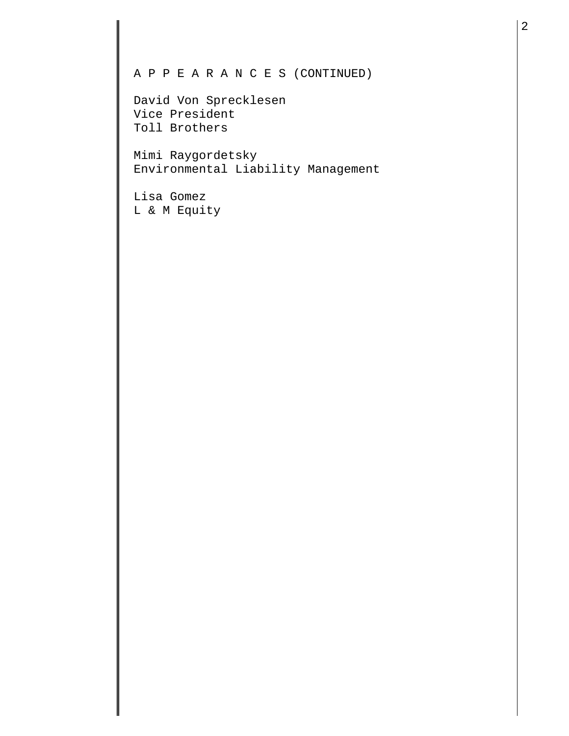A P P E A R A N C E S (CONTINUED)

David Von Sprecklesen
Vice President
Toll Brothers

Mimi Raygordetsky
Environmental Liability Management

Lisa Gomez
L & M Equity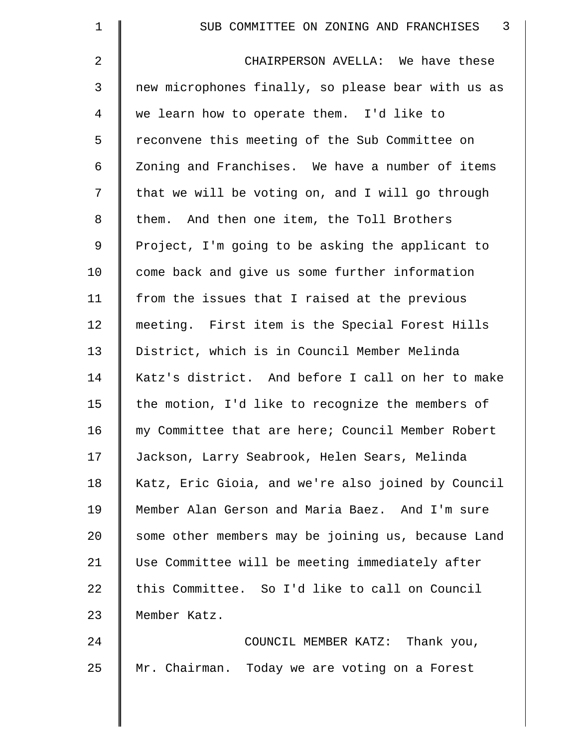CHAIRPERSON AVELLA: We have these new microphones finally, so please bear with us as we learn how to operate them. I'd like to reconvene this meeting of the Sub Committee on Zoning and Franchises. We have a number of items that we will be voting on, and I will go through them. And then one item, the Toll Brothers Project, I'm going to be asking the applicant to come back and give us some further information from the issues that I raised at the previous meeting. First item is the Special Forest Hills District, which is in Council Member Melinda Katz's district. And before I call on her to make the motion, I'd like to recognize the members of my Committee that are here; Council Member Robert Jackson, Larry Seabrook, Helen Sears, Melinda Katz, Eric Gioia, and we're also joined by Council Member Alan Gerson and Maria Baez. And I'm sure some other members may be joining us, because Land Use Committee will be meeting immediately after this Committee. So I'd like to call on Council Member Katz.

COUNCIL MEMBER KATZ: Thank you, Mr. Chairman. Today we are voting on a Forest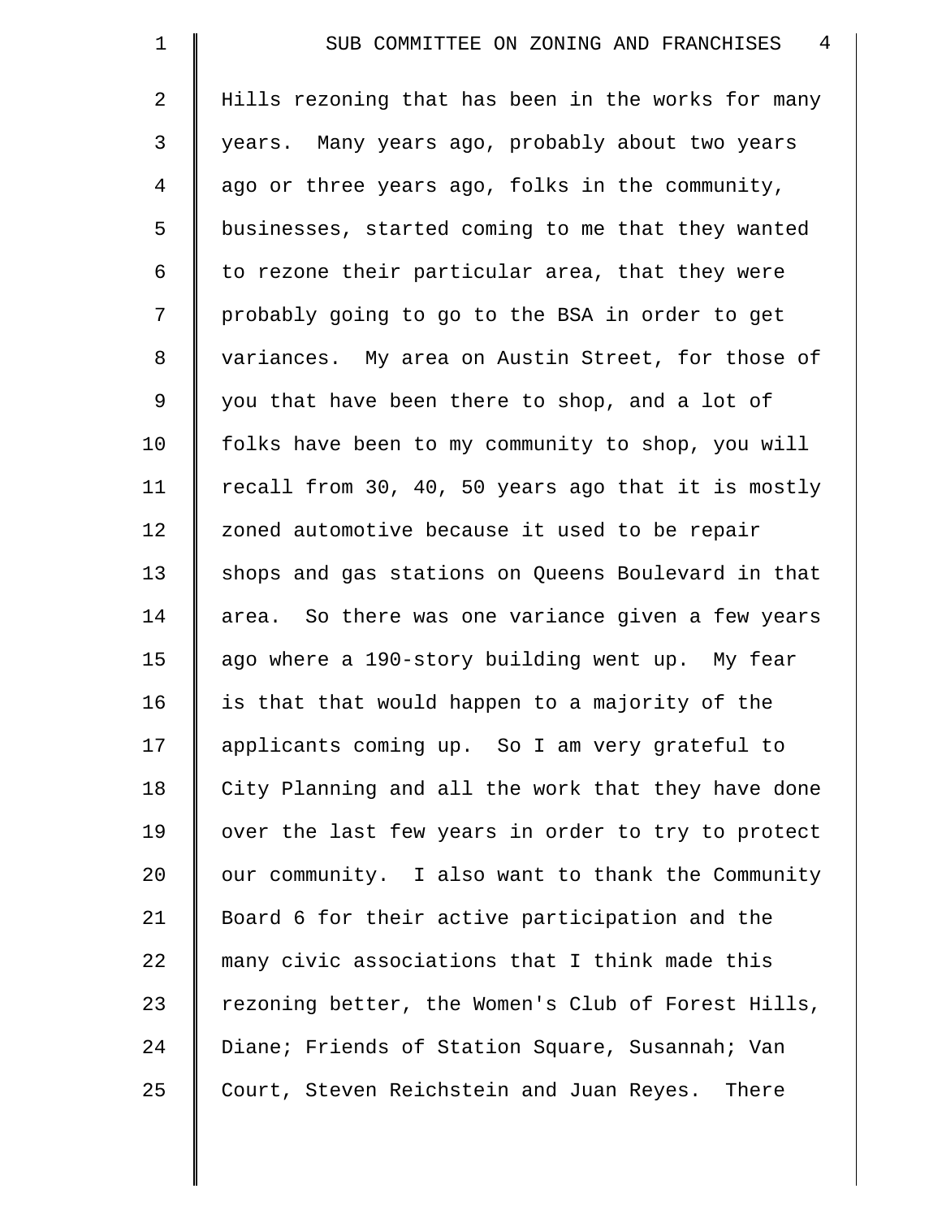Hills rezoning that has been in the works for many years. Many years ago, probably about two years ago or three years ago, folks in the community, businesses, started coming to me that they wanted to rezone their particular area, that they were probably going to go to the BSA in order to get variances. My area on Austin Street, for those of you that have been there to shop, and a lot of folks have been to my community to shop, you will recall from 30, 40, 50 years ago that it is mostly zoned automotive because it used to be repair shops and gas stations on Queens Boulevard in that area. So there was one variance given a few years ago where a 190-story building went up. My fear is that that would happen to a majority of the applicants coming up. So I am very grateful to City Planning and all the work that they have done over the last few years in order to try to protect our community. I also want to thank the Community Board 6 for their active participation and the many civic associations that I think made this rezoning better, the Women's Club of Forest Hills, Diane; Friends of Station Square, Susannah; Van Court, Steven Reichstein and Juan Reyes. There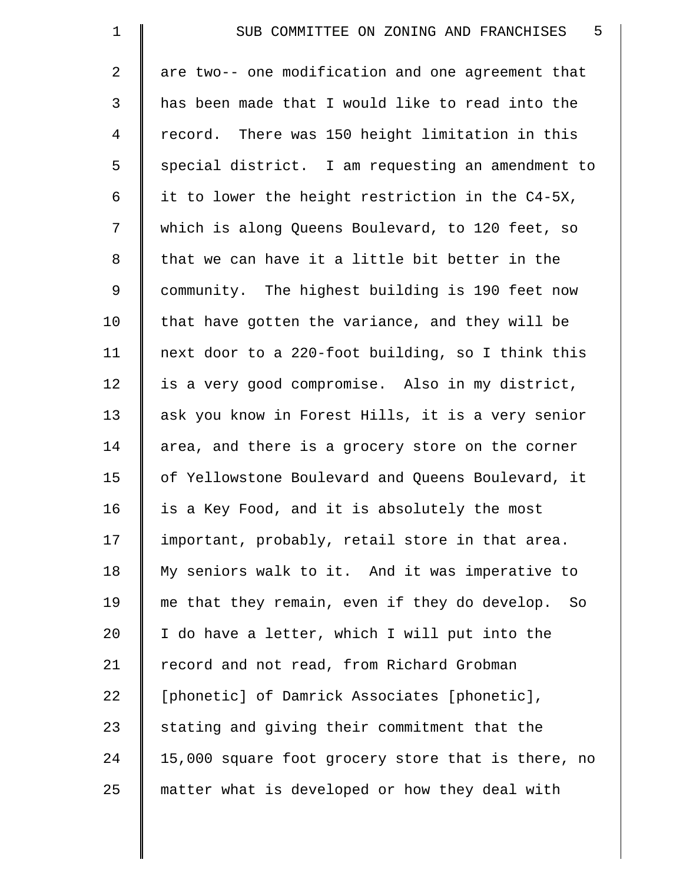are two-- one modification and one agreement that has been made that I would like to read into the record. There was 150 height limitation in this special district. I am requesting an amendment to it to lower the height restriction in the C4-5X, which is along Queens Boulevard, to 120 feet, so that we can have it a little bit better in the community. The highest building is 190 feet now that have gotten the variance, and they will be next door to a 220-foot building, so I think this is a very good compromise. Also in my district, ask you know in Forest Hills, it is a very senior area, and there is a grocery store on the corner of Yellowstone Boulevard and Queens Boulevard, it is a Key Food, and it is absolutely the most important, probably, retail store in that area. My seniors walk to it. And it was imperative to me that they remain, even if they do develop. So I do have a letter, which I will put into the record and not read, from Richard Grobman [phonetic] of Damrick Associates [phonetic], stating and giving their commitment that the 15,000 square foot grocery store that is there, no matter what is developed or how they deal with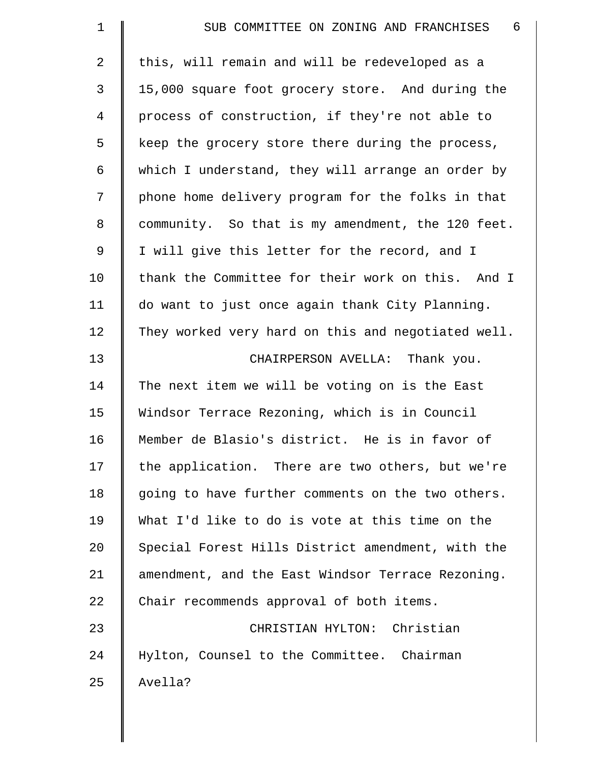this, will remain and will be redeveloped as a 15,000 square foot grocery store. And during the process of construction, if they're not able to keep the grocery store there during the process, which I understand, they will arrange an order by phone home delivery program for the folks in that community. So that is my amendment, the 120 feet. I will give this letter for the record, and I thank the Committee for their work on this. And I do want to just once again thank City Planning. They worked very hard on this and negotiated well.

CHAIRPERSON AVELLA: Thank you. The next item we will be voting on is the East Windsor Terrace Rezoning, which is in Council Member de Blasio's district. He is in favor of the application. There are two others, but we're going to have further comments on the two others. What I'd like to do is vote at this time on the Special Forest Hills District amendment, with the amendment, and the East Windsor Terrace Rezoning. Chair recommends approval of both items.

CHRISTIAN HYLTON: Christian Hylton, Counsel to the Committee. Chairman Avella?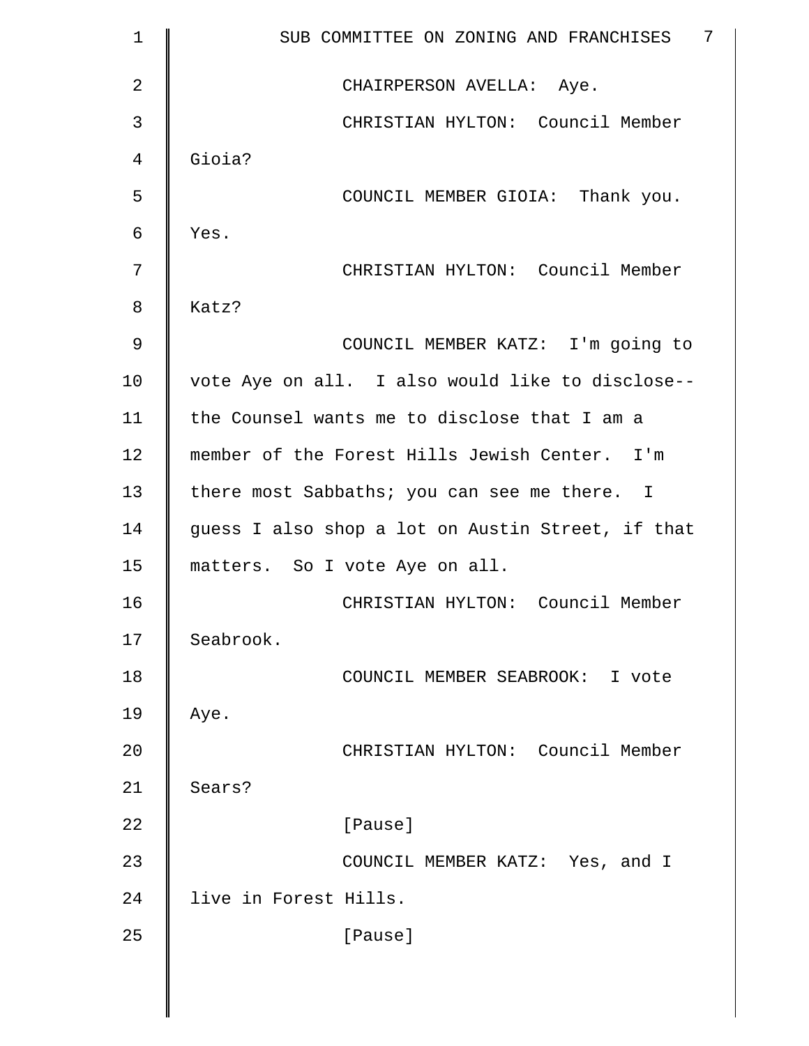CHAIRPERSON AVELLA: Aye.

CHRISTIAN HYLTON: Council Member Gioia?

COUNCIL MEMBER GIOIA: Thank you. Yes.

CHRISTIAN HYLTON: Council Member Katz?

COUNCIL MEMBER KATZ: I'm going to vote Aye on all. I also would like to disclose-- the Counsel wants me to disclose that I am a member of the Forest Hills Jewish Center. I'm there most Sabbaths; you can see me there. I guess I also shop a lot on Austin Street, if that matters. So I vote Aye on all.

CHRISTIAN HYLTON: Council Member Seabrook.

COUNCIL MEMBER SEABROOK: I vote Aye.

CHRISTIAN HYLTON: Council Member Sears?

[Pause]

COUNCIL MEMBER KATZ: Yes, and I live in Forest Hills.

[Pause]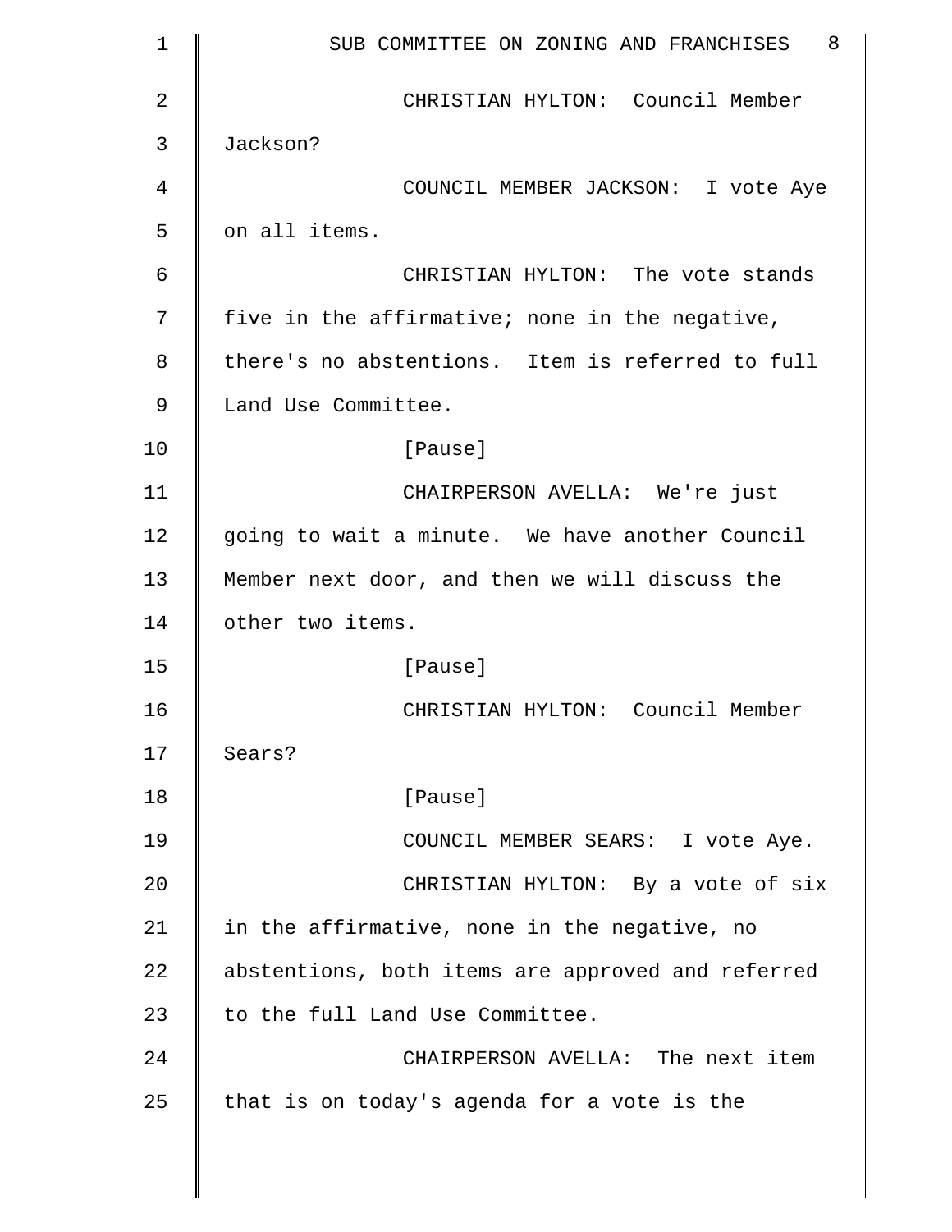CHRISTIAN HYLTON: Council Member Jackson?

COUNCIL MEMBER JACKSON: I vote Aye on all items.

CHRISTIAN HYLTON: The vote stands five in the affirmative; none in the negative, there's no abstentions. Item is referred to full Land Use Committee.

[Pause]

CHAIRPERSON AVELLA: We're just going to wait a minute. We have another Council Member next door, and then we will discuss the other two items.

[Pause]

CHRISTIAN HYLTON: Council Member Sears?

[Pause]

COUNCIL MEMBER SEARS: I vote Aye.

CHRISTIAN HYLTON: By a vote of six in the affirmative, none in the negative, no abstentions, both items are approved and referred to the full Land Use Committee.

CHAIRPERSON AVELLA: The next item that is on today's agenda for a vote is the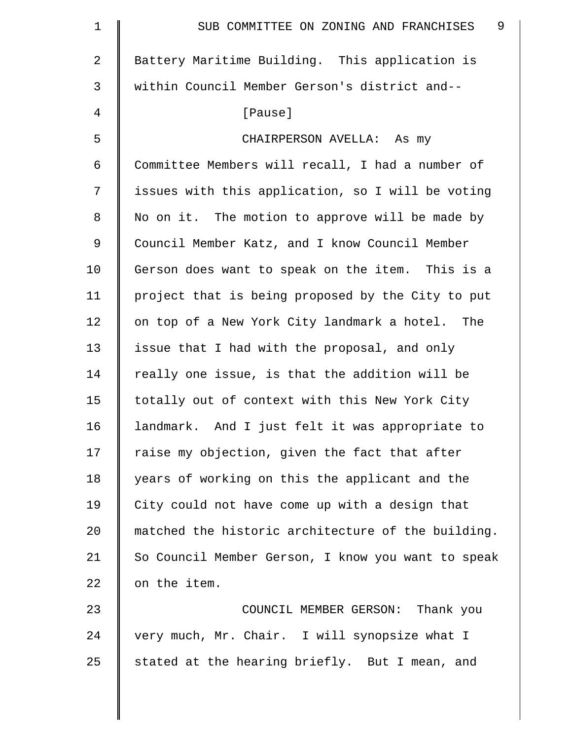Battery Maritime Building. This application is within Council Member Gerson's district and--

[Pause]

CHAIRPERSON AVELLA: As my Committee Members will recall, I had a number of issues with this application, so I will be voting No on it. The motion to approve will be made by Council Member Katz, and I know Council Member Gerson does want to speak on the item. This is a project that is being proposed by the City to put on top of a New York City landmark a hotel. The issue that I had with the proposal, and only really one issue, is that the addition will be totally out of context with this New York City landmark. And I just felt it was appropriate to raise my objection, given the fact that after years of working on this the applicant and the City could not have come up with a design that matched the historic architecture of the building. So Council Member Gerson, I know you want to speak on the item.

COUNCIL MEMBER GERSON: Thank you very much, Mr. Chair. I will synopsize what I stated at the hearing briefly. But I mean, and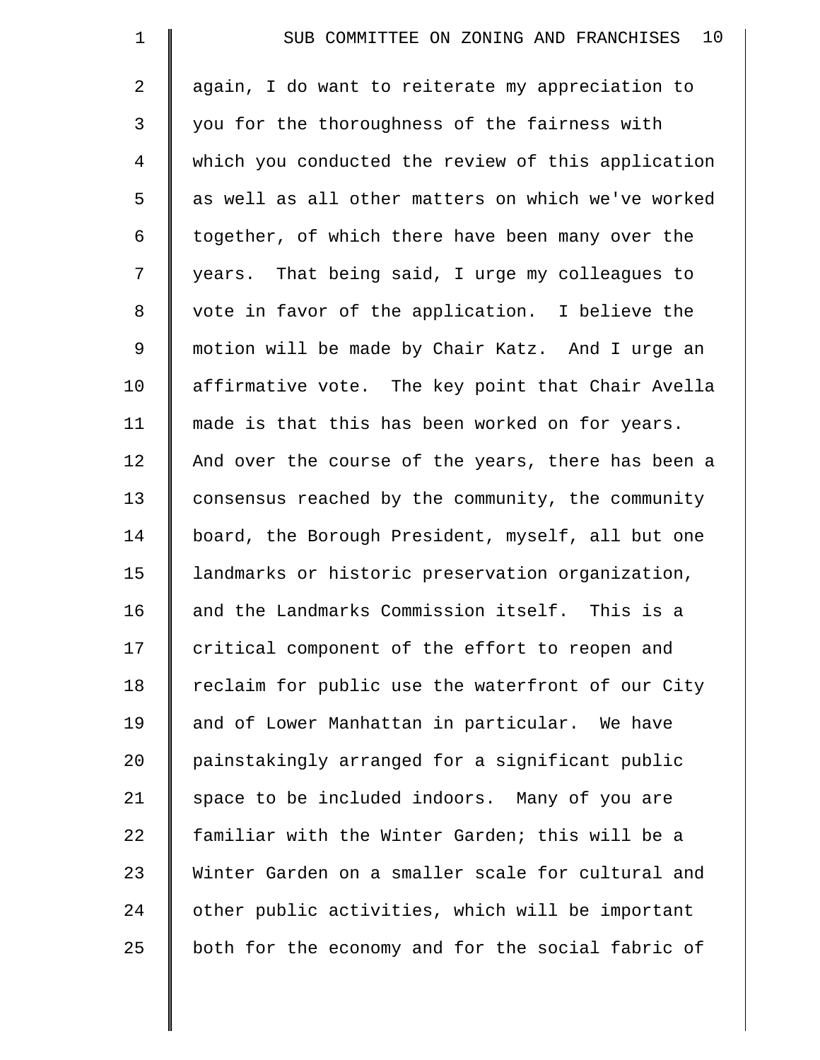again, I do want to reiterate my appreciation to you for the thoroughness of the fairness with which you conducted the review of this application as well as all other matters on which we've worked together, of which there have been many over the years. That being said, I urge my colleagues to vote in favor of the application. I believe the motion will be made by Chair Katz. And I urge an affirmative vote. The key point that Chair Avella made is that this has been worked on for years. And over the course of the years, there has been a consensus reached by the community, the community board, the Borough President, myself, all but one landmarks or historic preservation organization, and the Landmarks Commission itself. This is a critical component of the effort to reopen and reclaim for public use the waterfront of our City and of Lower Manhattan in particular. We have painstakingly arranged for a significant public space to be included indoors. Many of you are familiar with the Winter Garden; this will be a Winter Garden on a smaller scale for cultural and other public activities, which will be important both for the economy and for the social fabric of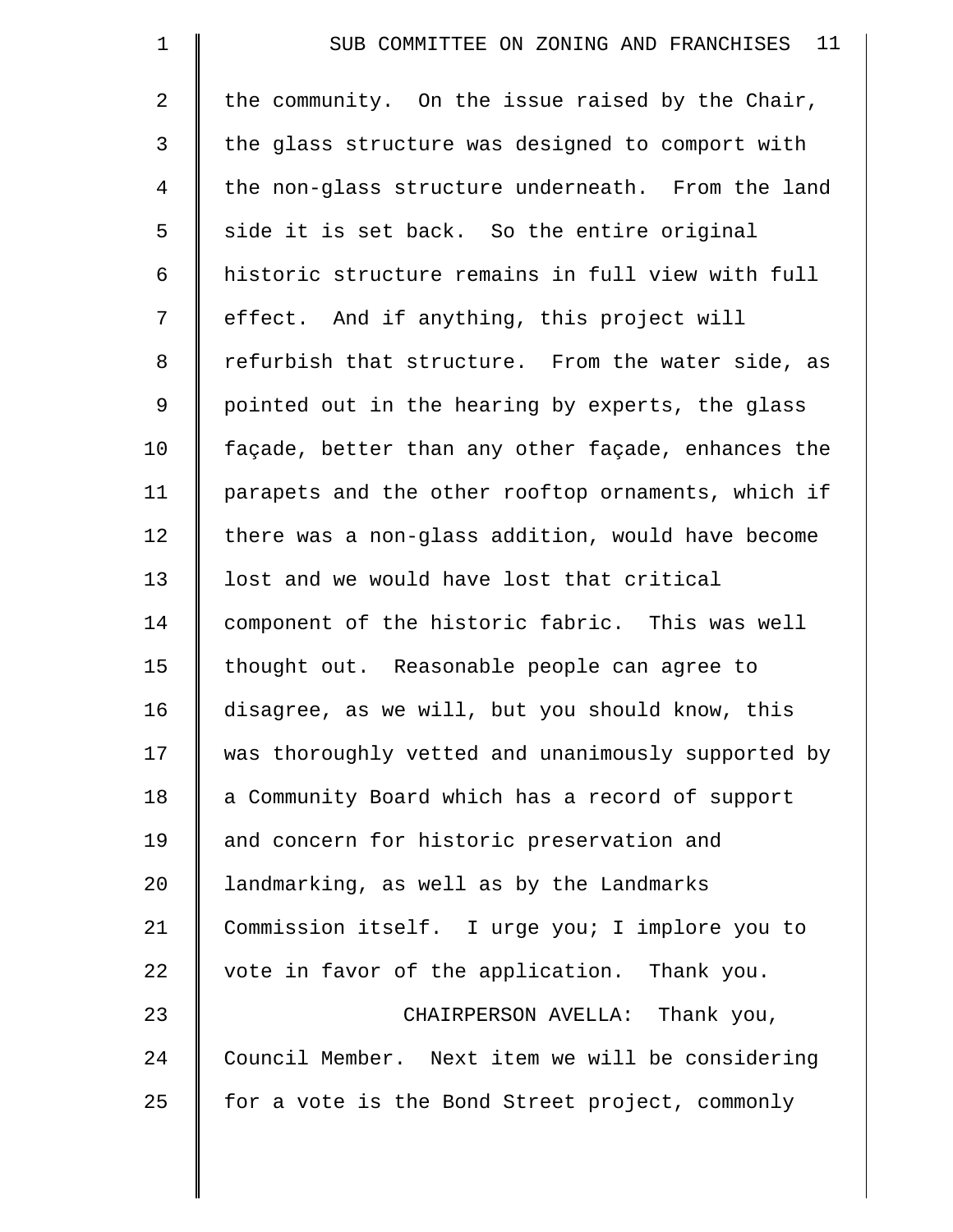the community. On the issue raised by the Chair, the glass structure was designed to comport with the non-glass structure underneath. From the land side it is set back. So the entire original historic structure remains in full view with full effect. And if anything, this project will refurbish that structure. From the water side, as pointed out in the hearing by experts, the glass façade, better than any other façade, enhances the parapets and the other rooftop ornaments, which if there was a non-glass addition, would have become lost and we would have lost that critical component of the historic fabric. This was well thought out. Reasonable people can agree to disagree, as we will, but you should know, this was thoroughly vetted and unanimously supported by a Community Board which has a record of support and concern for historic preservation and landmarking, as well as by the Landmarks Commission itself. I urge you; I implore you to vote in favor of the application. Thank you.

CHAIRPERSON AVELLA: Thank you, Council Member. Next item we will be considering for a vote is the Bond Street project, commonly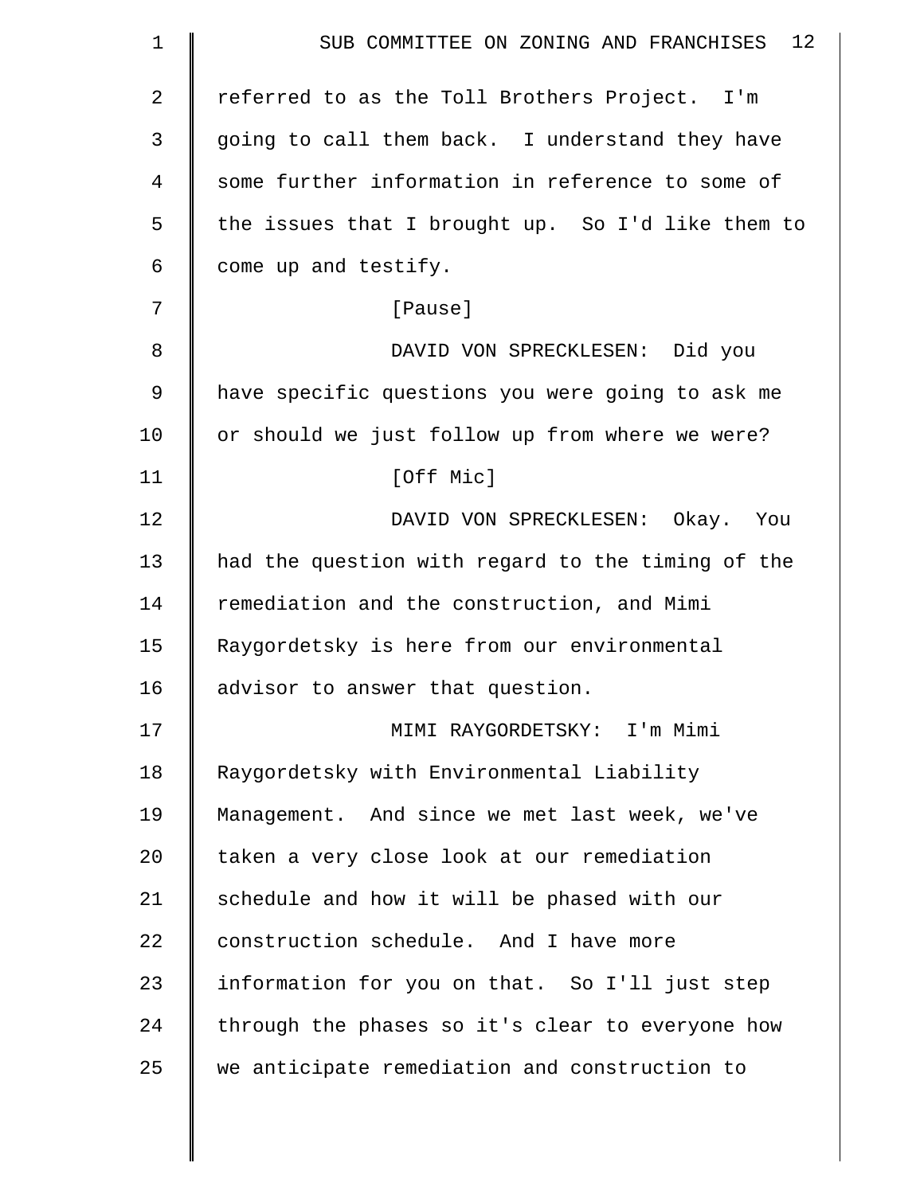referred to as the Toll Brothers Project. I'm going to call them back. I understand they have some further information in reference to some of the issues that I brought up. So I'd like them to come up and testify.

[Pause]

DAVID VON SPRECKLESEN: Did you have specific questions you were going to ask me or should we just follow up from where we were?

[Off Mic]

DAVID VON SPRECKLESEN: Okay. You had the question with regard to the timing of the remediation and the construction, and Mimi Raygordetsky is here from our environmental advisor to answer that question.

MIMI RAYGORDETSKY: I'm Mimi Raygordetsky with Environmental Liability Management. And since we met last week, we've taken a very close look at our remediation schedule and how it will be phased with our construction schedule. And I have more information for you on that. So I'll just step through the phases so it's clear to everyone how we anticipate remediation and construction to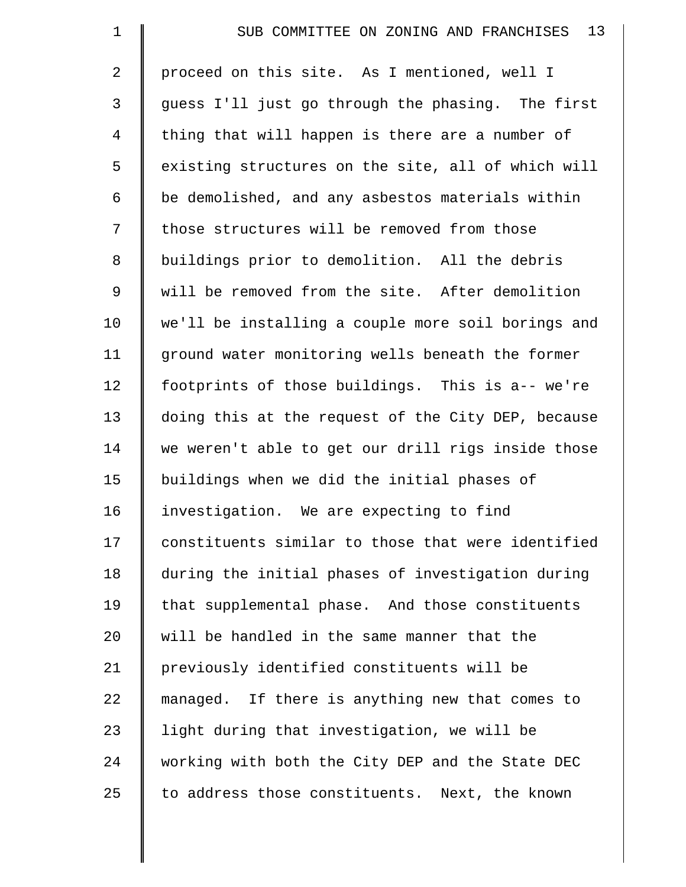proceed on this site. As I mentioned, well I guess I'll just go through the phasing. The first thing that will happen is there are a number of existing structures on the site, all of which will be demolished, and any asbestos materials within those structures will be removed from those buildings prior to demolition. All the debris will be removed from the site. After demolition we'll be installing a couple more soil borings and ground water monitoring wells beneath the former footprints of those buildings. This is a-- we're doing this at the request of the City DEP, because we weren't able to get our drill rigs inside those buildings when we did the initial phases of investigation. We are expecting to find constituents similar to those that were identified during the initial phases of investigation during that supplemental phase. And those constituents will be handled in the same manner that the previously identified constituents will be managed. If there is anything new that comes to light during that investigation, we will be working with both the City DEP and the State DEC to address those constituents. Next, the known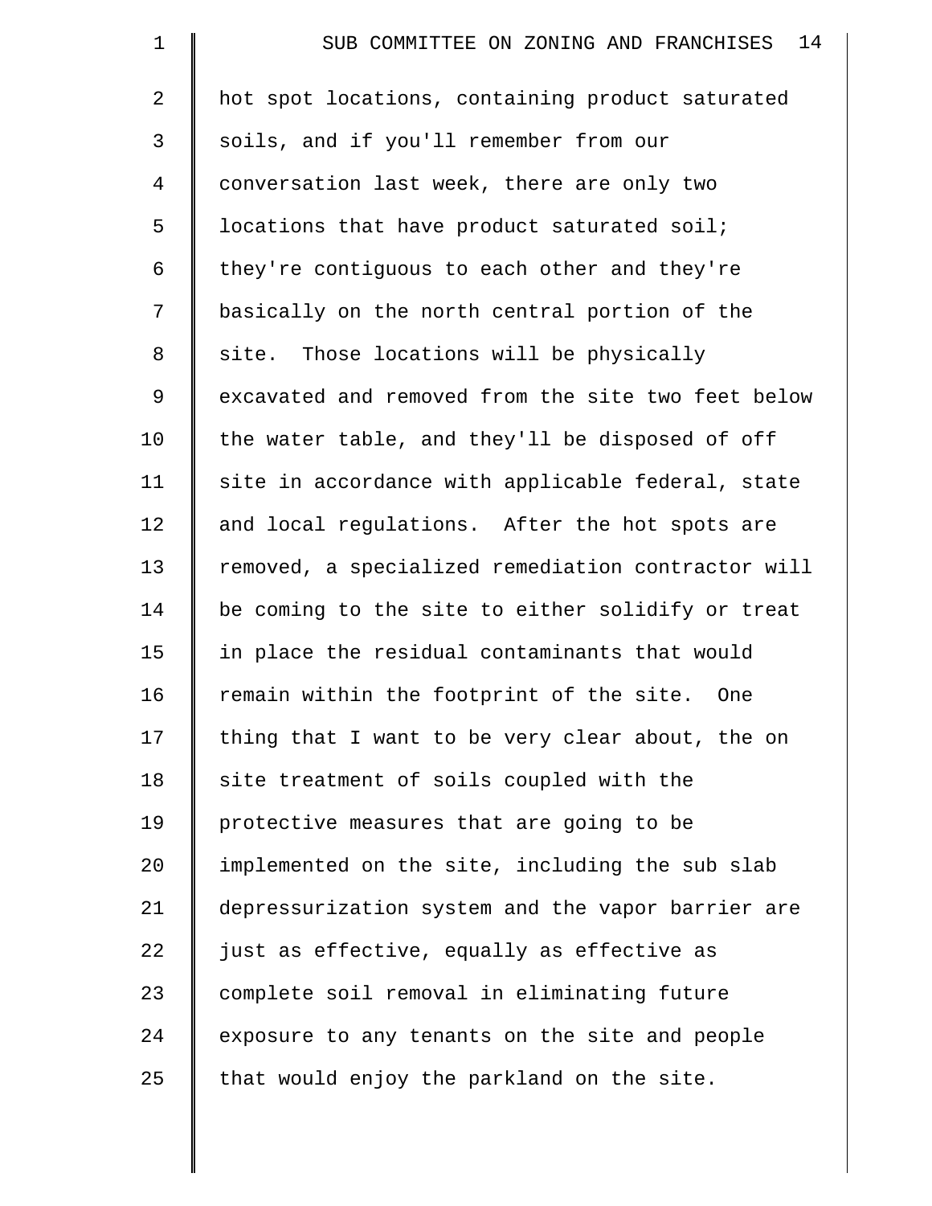hot spot locations, containing product saturated soils, and if you'll remember from our conversation last week, there are only two locations that have product saturated soil; they're contiguous to each other and they're basically on the north central portion of the site. Those locations will be physically excavated and removed from the site two feet below the water table, and they'll be disposed of off site in accordance with applicable federal, state and local regulations. After the hot spots are removed, a specialized remediation contractor will be coming to the site to either solidify or treat in place the residual contaminants that would remain within the footprint of the site. One thing that I want to be very clear about, the on site treatment of soils coupled with the protective measures that are going to be implemented on the site, including the sub slab depressurization system and the vapor barrier are just as effective, equally as effective as complete soil removal in eliminating future exposure to any tenants on the site and people that would enjoy the parkland on the site.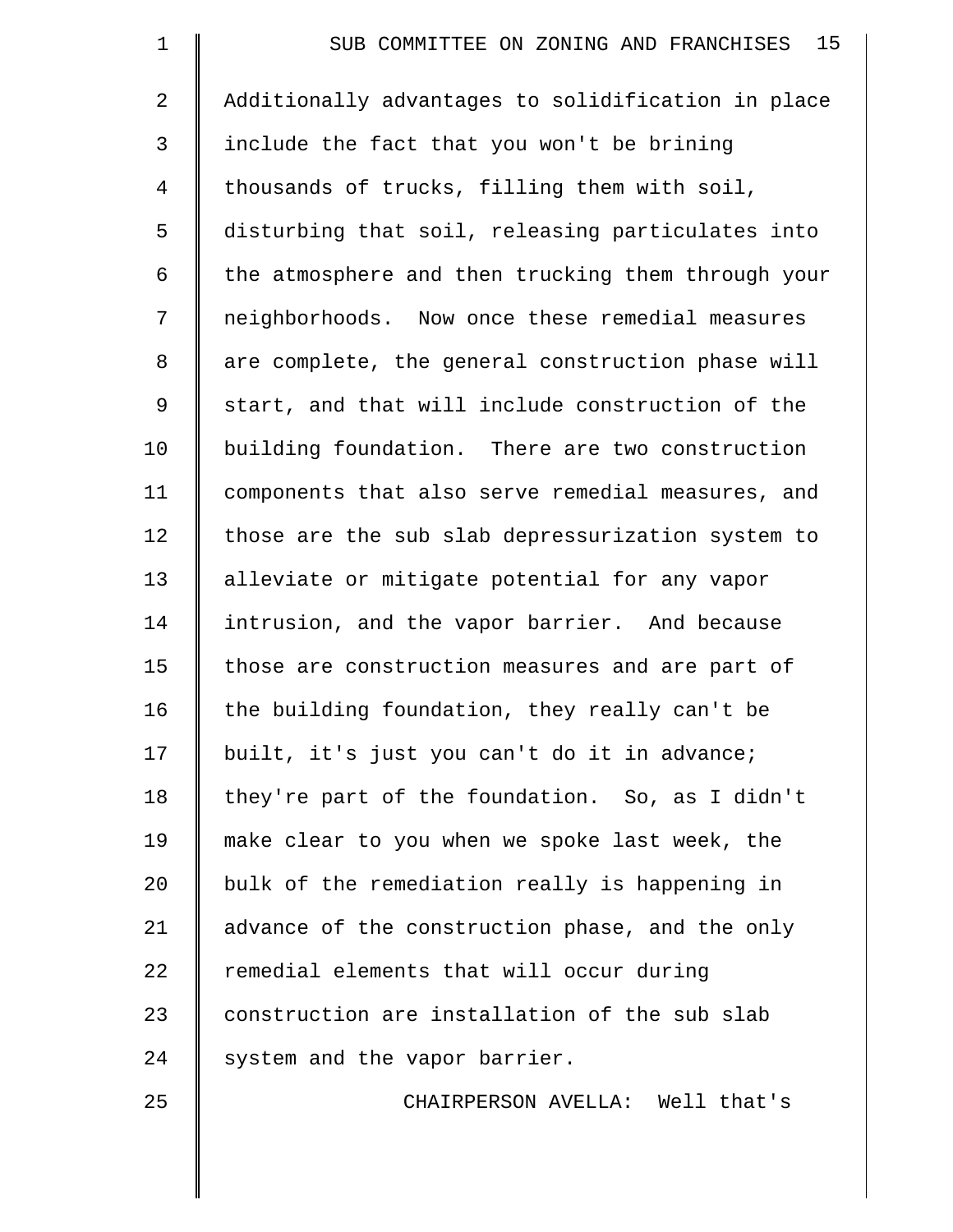Additionally advantages to solidification in place include the fact that you won't be brining thousands of trucks, filling them with soil, disturbing that soil, releasing particulates into the atmosphere and then trucking them through your neighborhoods. Now once these remedial measures are complete, the general construction phase will start, and that will include construction of the building foundation. There are two construction components that also serve remedial measures, and those are the sub slab depressurization system to alleviate or mitigate potential for any vapor intrusion, and the vapor barrier. And because those are construction measures and are part of the building foundation, they really can't be built, it's just you can't do it in advance; they're part of the foundation. So, as I didn't make clear to you when we spoke last week, the bulk of the remediation really is happening in advance of the construction phase, and the only remedial elements that will occur during construction are installation of the sub slab system and the vapor barrier.

CHAIRPERSON AVELLA: Well that's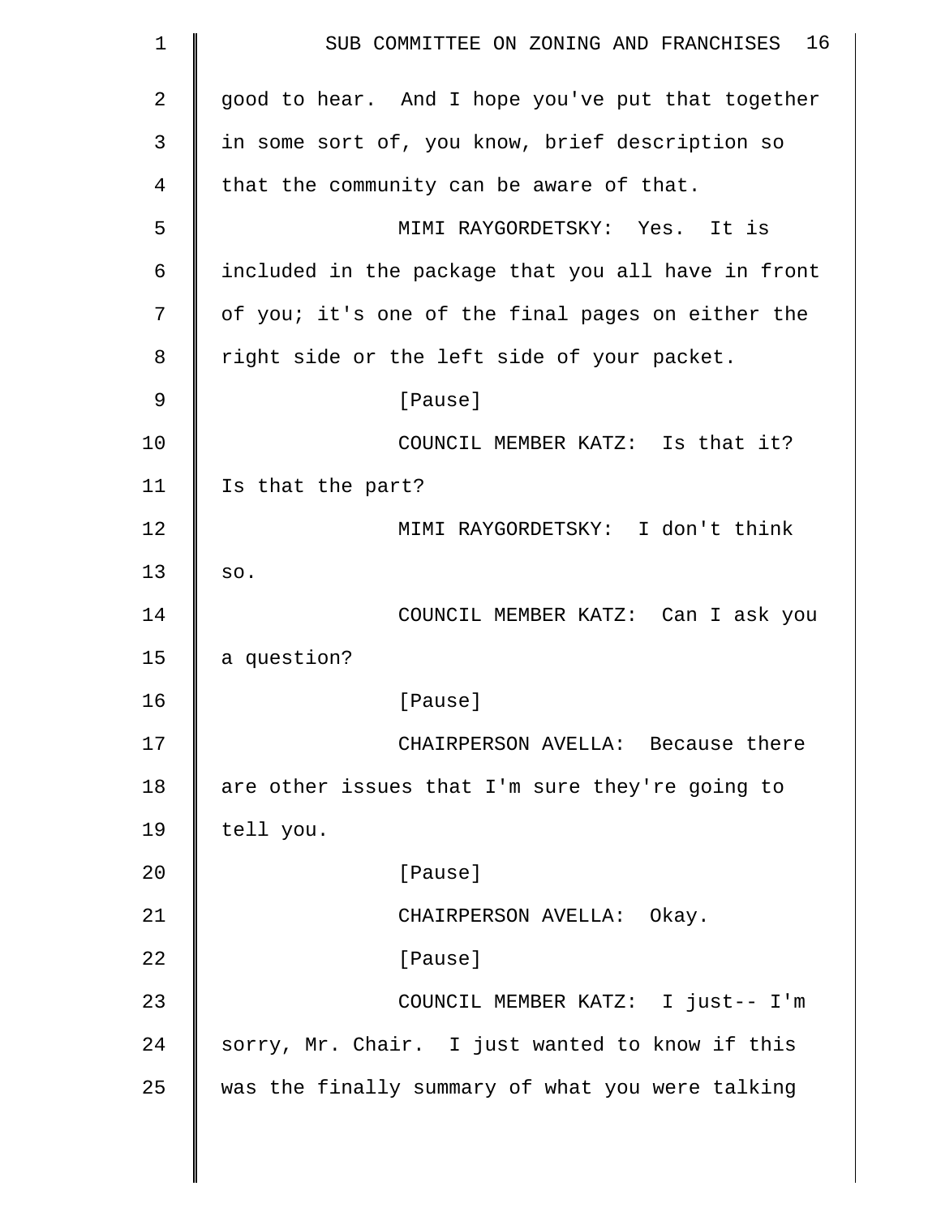good to hear. And I hope you've put that together in some sort of, you know, brief description so that the community can be aware of that.

MIMI RAYGORDETSKY: Yes. It is included in the package that you all have in front of you; it's one of the final pages on either the right side or the left side of your packet.

[Pause]

COUNCIL MEMBER KATZ: Is that it? Is that the part?

MIMI RAYGORDETSKY: I don't think so.

COUNCIL MEMBER KATZ: Can I ask you a question?

[Pause]

CHAIRPERSON AVELLA: Because there are other issues that I'm sure they're going to tell you.

[Pause]

CHAIRPERSON AVELLA: Okay.

[Pause]

COUNCIL MEMBER KATZ: I just-- I'm sorry, Mr. Chair. I just wanted to know if this was the finally summary of what you were talking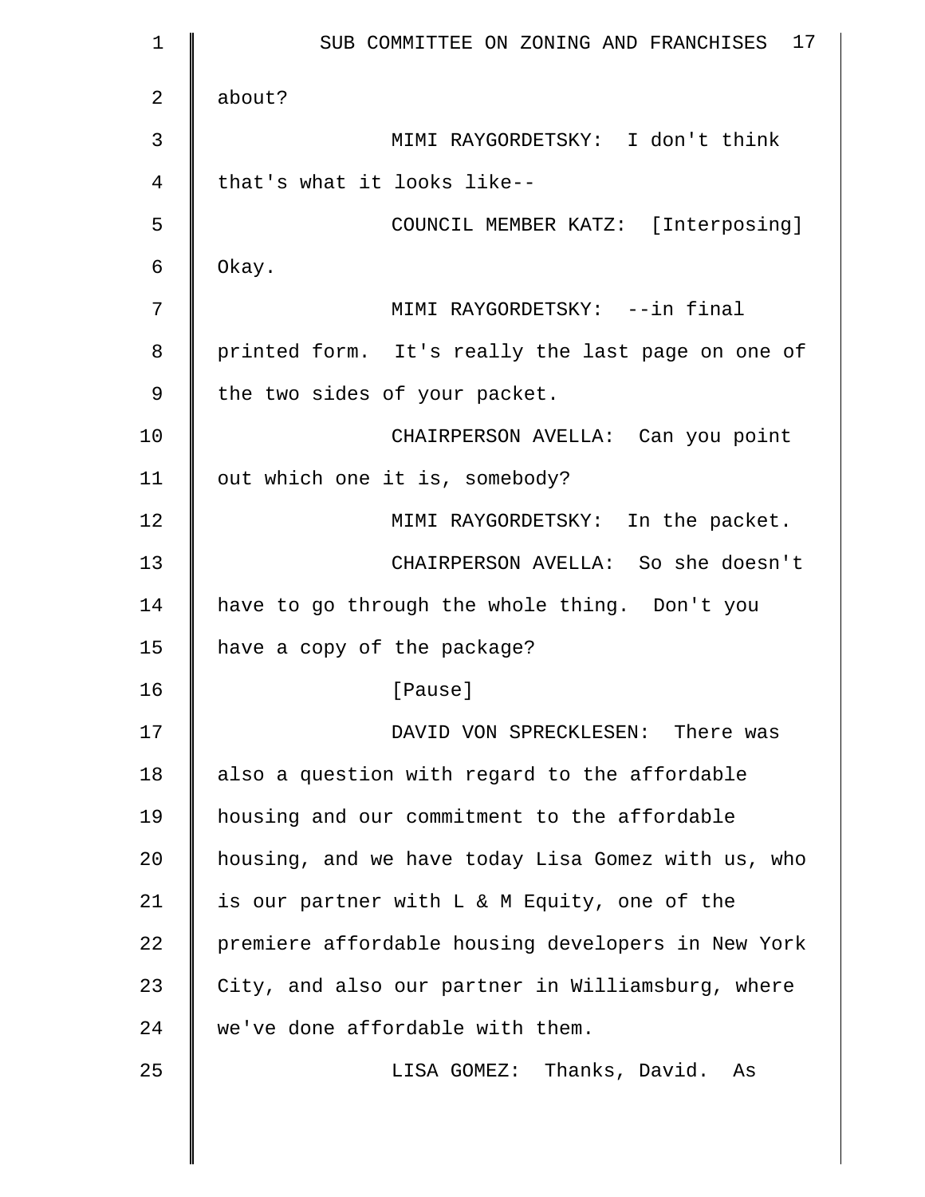about?

MIMI RAYGORDETSKY: I don't think that's what it looks like--

COUNCIL MEMBER KATZ: [Interposing] Okay.

MIMI RAYGORDETSKY: --in final printed form. It's really the last page on one of the two sides of your packet.

CHAIRPERSON AVELLA: Can you point out which one it is, somebody?

MIMI RAYGORDETSKY: In the packet.

CHAIRPERSON AVELLA: So she doesn't have to go through the whole thing. Don't you have a copy of the package?

[Pause]

DAVID VON SPRECKLESEN: There was also a question with regard to the affordable housing and our commitment to the affordable housing, and we have today Lisa Gomez with us, who is our partner with L & M Equity, one of the premiere affordable housing developers in New York City, and also our partner in Williamsburg, where we've done affordable with them.

LISA GOMEZ: Thanks, David. As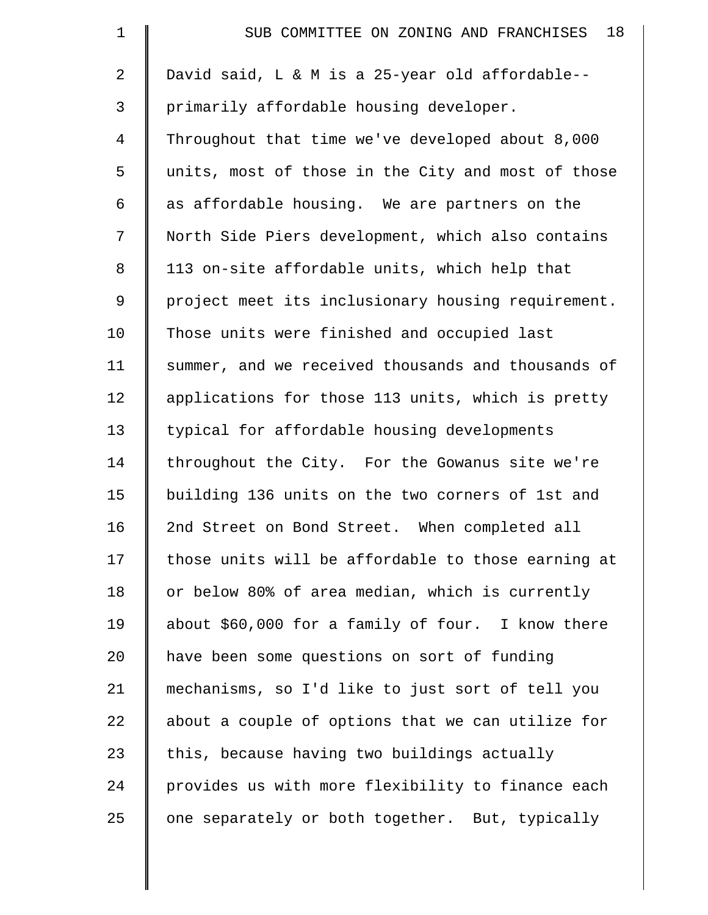David said, L & M is a 25-year old affordable--primarily affordable housing developer. Throughout that time we've developed about 8,000 units, most of those in the City and most of those as affordable housing. We are partners on the North Side Piers development, which also contains 113 on-site affordable units, which help that project meet its inclusionary housing requirement. Those units were finished and occupied last summer, and we received thousands and thousands of applications for those 113 units, which is pretty typical for affordable housing developments throughout the City. For the Gowanus site we're building 136 units on the two corners of 1st and 2nd Street on Bond Street. When completed all those units will be affordable to those earning at or below 80% of area median, which is currently about $60,000 for a family of four. I know there have been some questions on sort of funding mechanisms, so I'd like to just sort of tell you about a couple of options that we can utilize for this, because having two buildings actually provides us with more flexibility to finance each one separately or both together. But, typically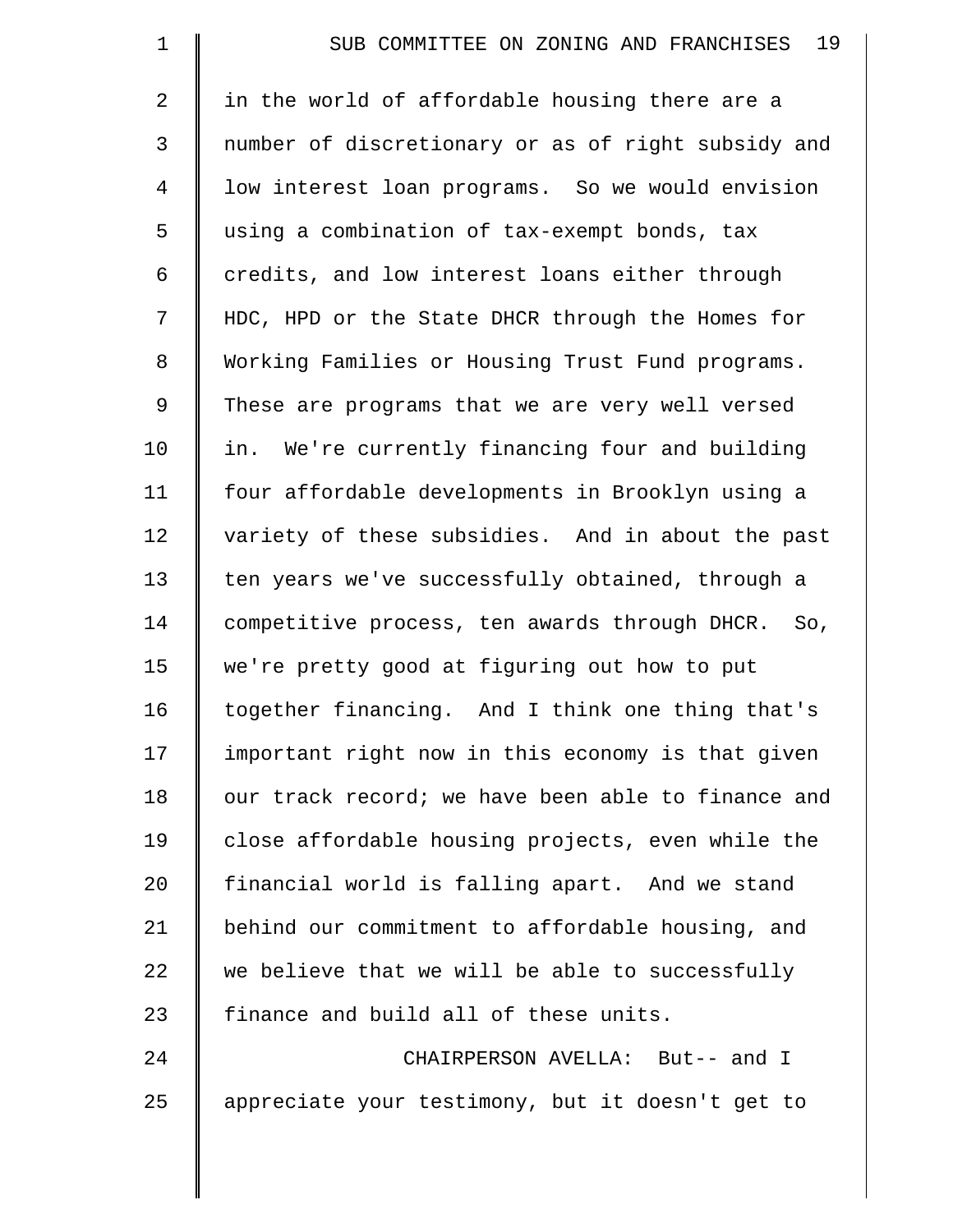in the world of affordable housing there are a number of discretionary or as of right subsidy and low interest loan programs. So we would envision using a combination of tax-exempt bonds, tax credits, and low interest loans either through HDC, HPD or the State DHCR through the Homes for Working Families or Housing Trust Fund programs. These are programs that we are very well versed in. We're currently financing four and building four affordable developments in Brooklyn using a variety of these subsidies. And in about the past ten years we've successfully obtained, through a competitive process, ten awards through DHCR. So, we're pretty good at figuring out how to put together financing. And I think one thing that's important right now in this economy is that given our track record; we have been able to finance and close affordable housing projects, even while the financial world is falling apart. And we stand behind our commitment to affordable housing, and we believe that we will be able to successfully finance and build all of these units.

CHAIRPERSON AVELLA: But-- and I appreciate your testimony, but it doesn't get to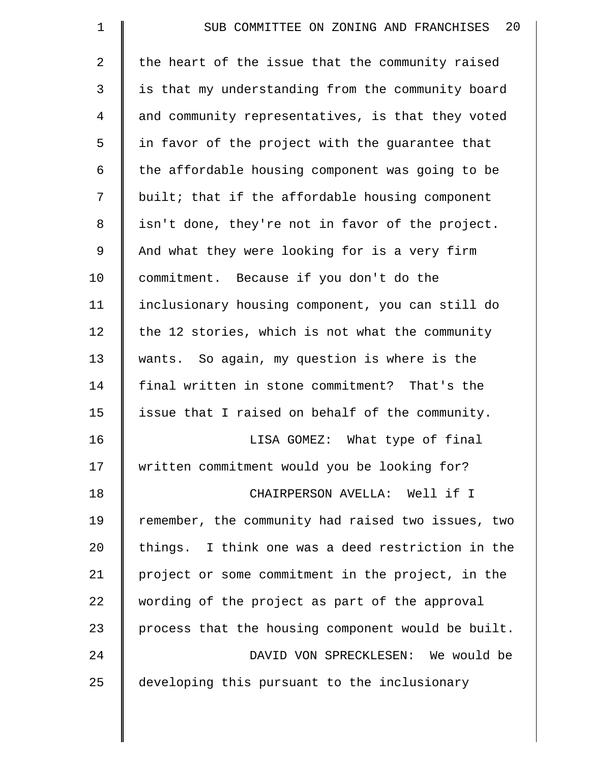the heart of the issue that the community raised is that my understanding from the community board and community representatives, is that they voted in favor of the project with the guarantee that the affordable housing component was going to be built; that if the affordable housing component isn't done, they're not in favor of the project. And what they were looking for is a very firm commitment. Because if you don't do the inclusionary housing component, you can still do the 12 stories, which is not what the community wants. So again, my question is where is the final written in stone commitment? That's the issue that I raised on behalf of the community.

LISA GOMEZ: What type of final written commitment would you be looking for?

CHAIRPERSON AVELLA: Well if I remember, the community had raised two issues, two things. I think one was a deed restriction in the project or some commitment in the project, in the wording of the project as part of the approval process that the housing component would be built.

DAVID VON SPRECKLESEN: We would be developing this pursuant to the inclusionary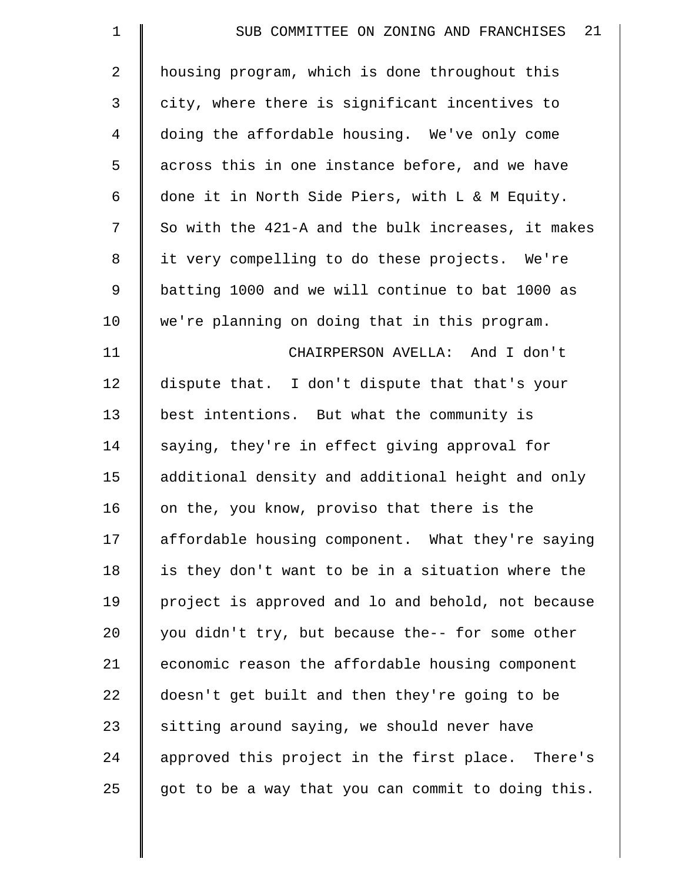housing program, which is done throughout this city, where there is significant incentives to doing the affordable housing. We've only come across this in one instance before, and we have done it in North Side Piers, with L & M Equity. So with the 421-A and the bulk increases, it makes it very compelling to do these projects. We're batting 1000 and we will continue to bat 1000 as we're planning on doing that in this program.

CHAIRPERSON AVELLA: And I don't dispute that. I don't dispute that that's your best intentions. But what the community is saying, they're in effect giving approval for additional density and additional height and only on the, you know, proviso that there is the affordable housing component. What they're saying is they don't want to be in a situation where the project is approved and lo and behold, not because you didn't try, but because the-- for some other economic reason the affordable housing component doesn't get built and then they're going to be sitting around saying, we should never have approved this project in the first place. There's got to be a way that you can commit to doing this.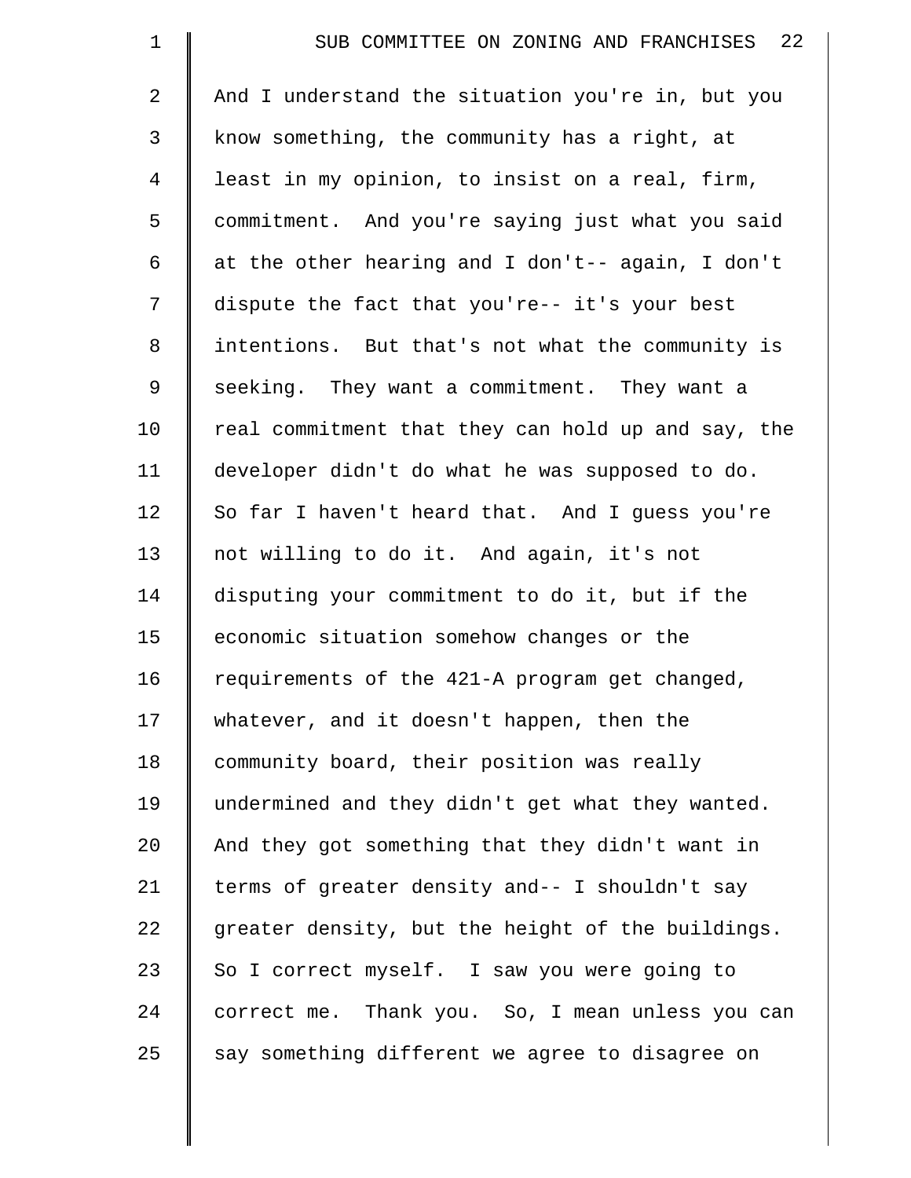And I understand the situation you're in, but you know something, the community has a right, at least in my opinion, to insist on a real, firm, commitment. And you're saying just what you said at the other hearing and I don't-- again, I don't dispute the fact that you're-- it's your best intentions. But that's not what the community is seeking. They want a commitment. They want a real commitment that they can hold up and say, the developer didn't do what he was supposed to do. So far I haven't heard that. And I guess you're not willing to do it. And again, it's not disputing your commitment to do it, but if the economic situation somehow changes or the requirements of the 421-A program get changed, whatever, and it doesn't happen, then the community board, their position was really undermined and they didn't get what they wanted. And they got something that they didn't want in terms of greater density and-- I shouldn't say greater density, but the height of the buildings. So I correct myself. I saw you were going to correct me. Thank you. So, I mean unless you can say something different we agree to disagree on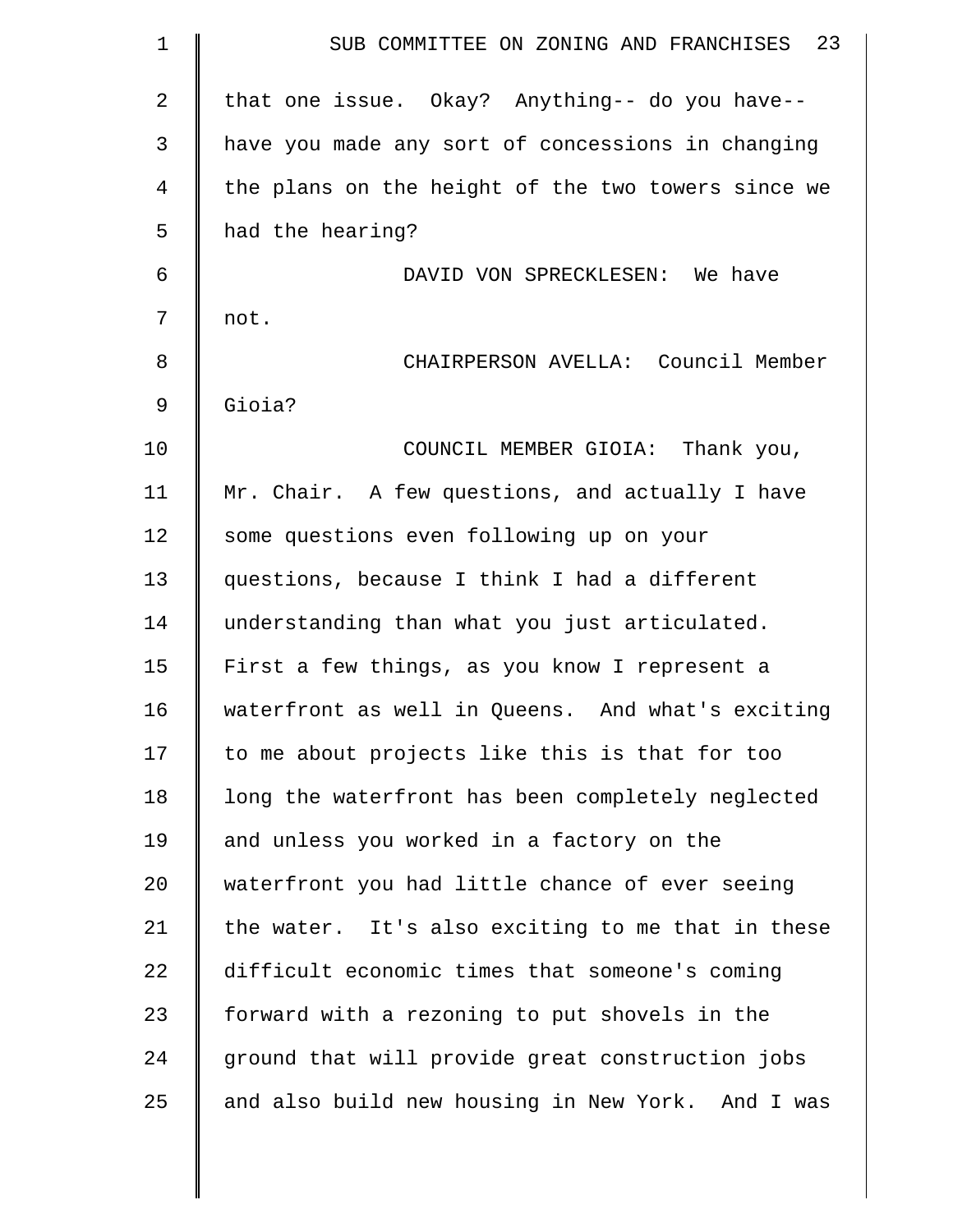that one issue. Okay? Anything-- do you have-- have you made any sort of concessions in changing the plans on the height of the two towers since we had the hearing?

DAVID VON SPRECKLESEN: We have not.

CHAIRPERSON AVELLA: Council Member Gioia?

COUNCIL MEMBER GIOIA: Thank you, Mr. Chair. A few questions, and actually I have some questions even following up on your questions, because I think I had a different understanding than what you just articulated. First a few things, as you know I represent a waterfront as well in Queens. And what's exciting to me about projects like this is that for too long the waterfront has been completely neglected and unless you worked in a factory on the waterfront you had little chance of ever seeing the water. It's also exciting to me that in these difficult economic times that someone's coming forward with a rezoning to put shovels in the ground that will provide great construction jobs and also build new housing in New York. And I was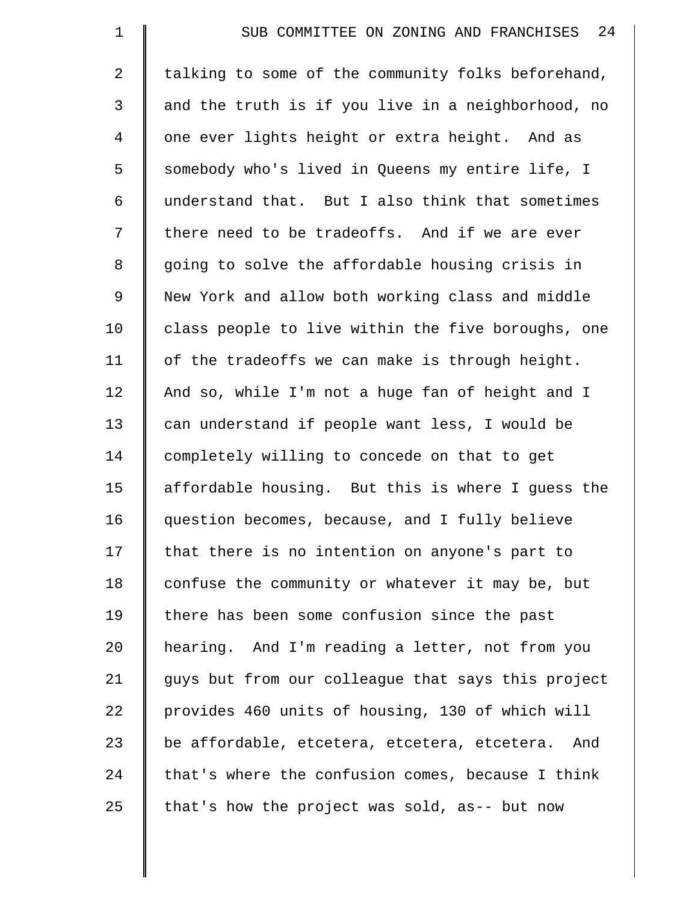talking to some of the community folks beforehand, and the truth is if you live in a neighborhood, no one ever lights height or extra height. And as somebody who's lived in Queens my entire life, I understand that. But I also think that sometimes there need to be tradeoffs. And if we are ever going to solve the affordable housing crisis in New York and allow both working class and middle class people to live within the five boroughs, one of the tradeoffs we can make is through height. And so, while I'm not a huge fan of height and I can understand if people want less, I would be completely willing to concede on that to get affordable housing. But this is where I guess the question becomes, because, and I fully believe that there is no intention on anyone's part to confuse the community or whatever it may be, but there has been some confusion since the past hearing. And I'm reading a letter, not from you guys but from our colleague that says this project provides 460 units of housing, 130 of which will be affordable, etcetera, etcetera, etcetera. And that's where the confusion comes, because I think that's how the project was sold, as-- but now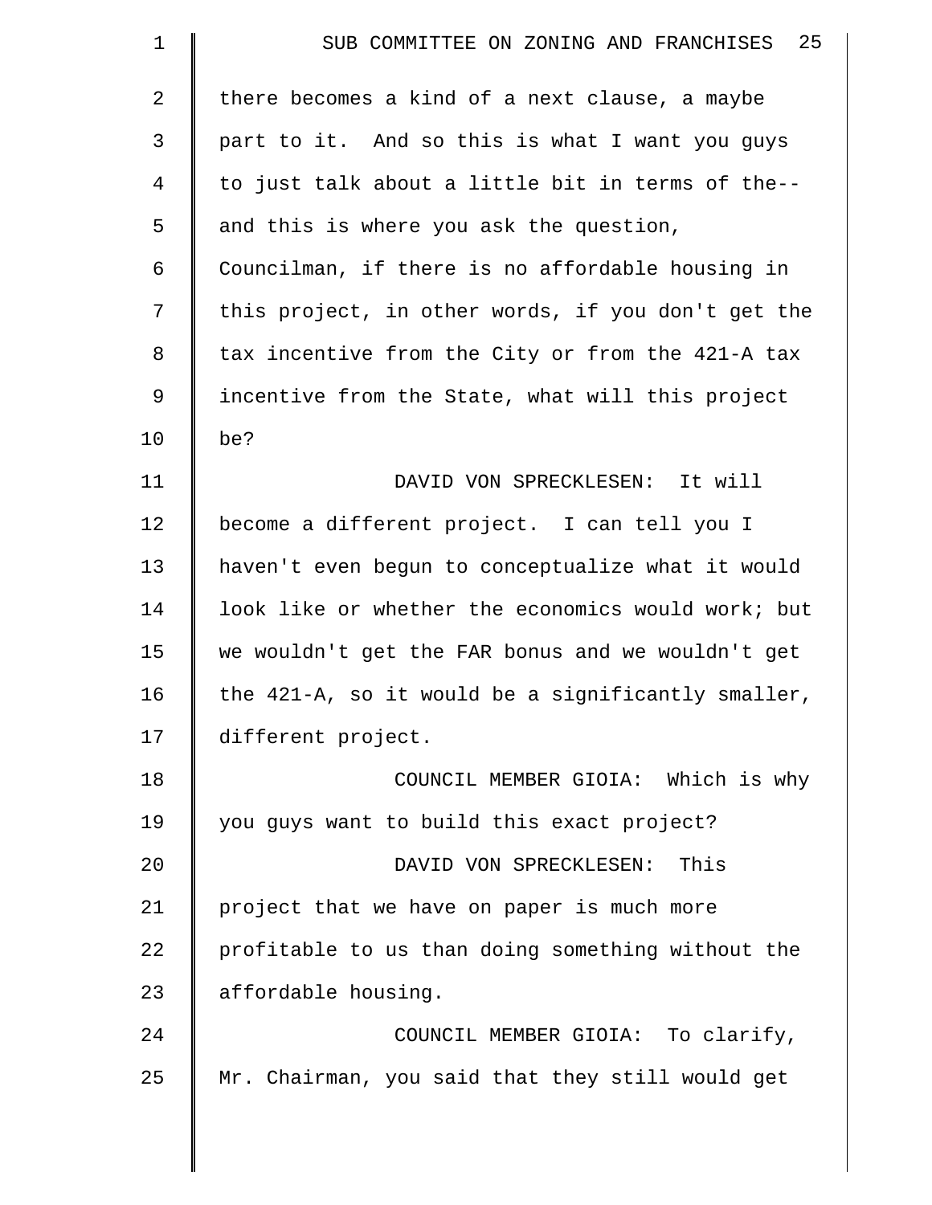there becomes a kind of a next clause, a maybe part to it. And so this is what I want you guys to just talk about a little bit in terms of the-- and this is where you ask the question, Councilman, if there is no affordable housing in this project, in other words, if you don't get the tax incentive from the City or from the 421-A tax incentive from the State, what will this project be?

DAVID VON SPRECKLESEN: It will become a different project. I can tell you I haven't even begun to conceptualize what it would look like or whether the economics would work; but we wouldn't get the FAR bonus and we wouldn't get the 421-A, so it would be a significantly smaller, different project.

COUNCIL MEMBER GIOIA: Which is why you guys want to build this exact project?

DAVID VON SPRECKLESEN: This project that we have on paper is much more profitable to us than doing something without the affordable housing.

COUNCIL MEMBER GIOIA: To clarify, Mr. Chairman, you said that they still would get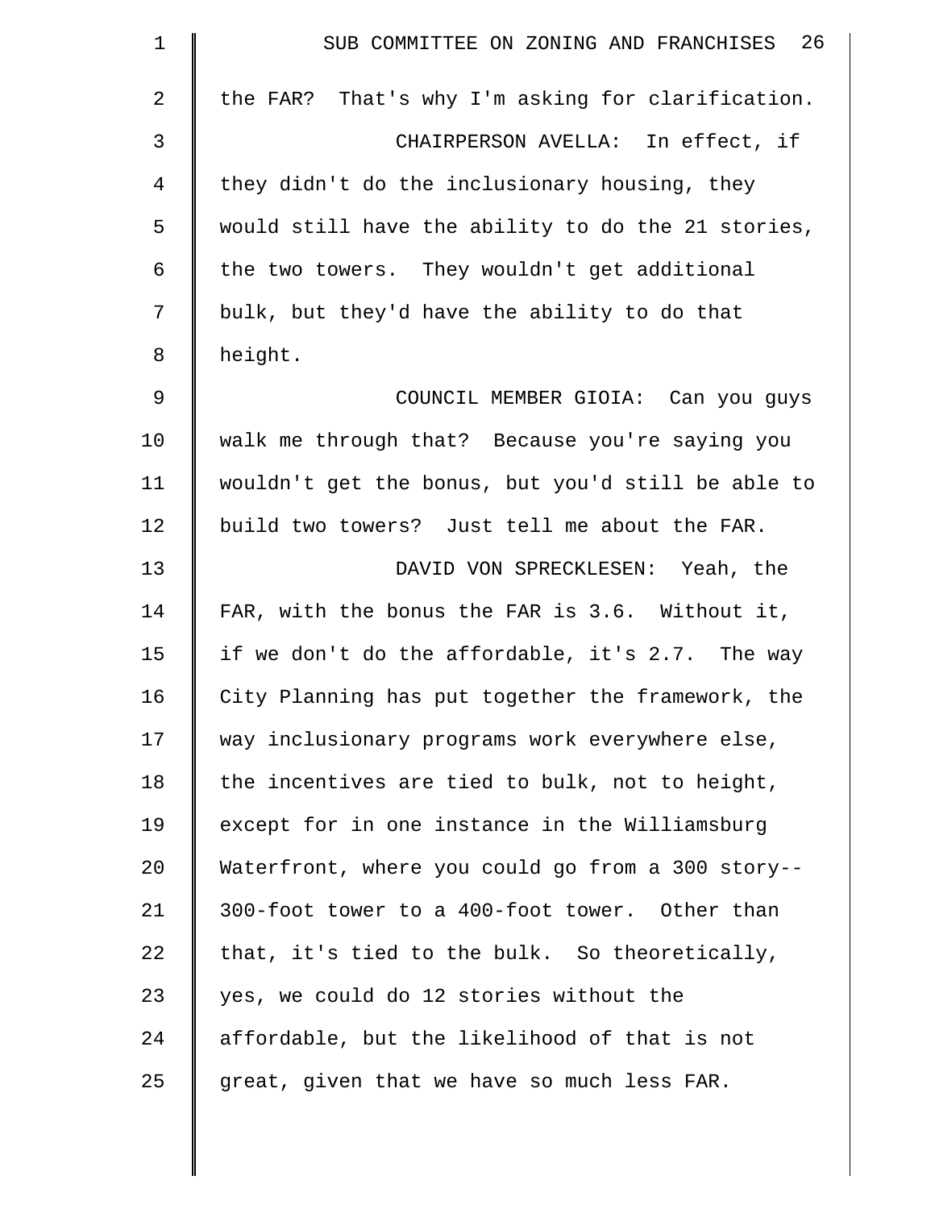the FAR? That's why I'm asking for clarification.

CHAIRPERSON AVELLA: In effect, if they didn't do the inclusionary housing, they would still have the ability to do the 21 stories, the two towers. They wouldn't get additional bulk, but they'd have the ability to do that height.

COUNCIL MEMBER GIOIA: Can you guys walk me through that? Because you're saying you wouldn't get the bonus, but you'd still be able to build two towers? Just tell me about the FAR.

DAVID VON SPRECKLESEN: Yeah, the FAR, with the bonus the FAR is 3.6. Without it, if we don't do the affordable, it's 2.7. The way City Planning has put together the framework, the way inclusionary programs work everywhere else, the incentives are tied to bulk, not to height, except for in one instance in the Williamsburg Waterfront, where you could go from a 300 story-- 300-foot tower to a 400-foot tower. Other than that, it's tied to the bulk. So theoretically, yes, we could do 12 stories without the affordable, but the likelihood of that is not great, given that we have so much less FAR.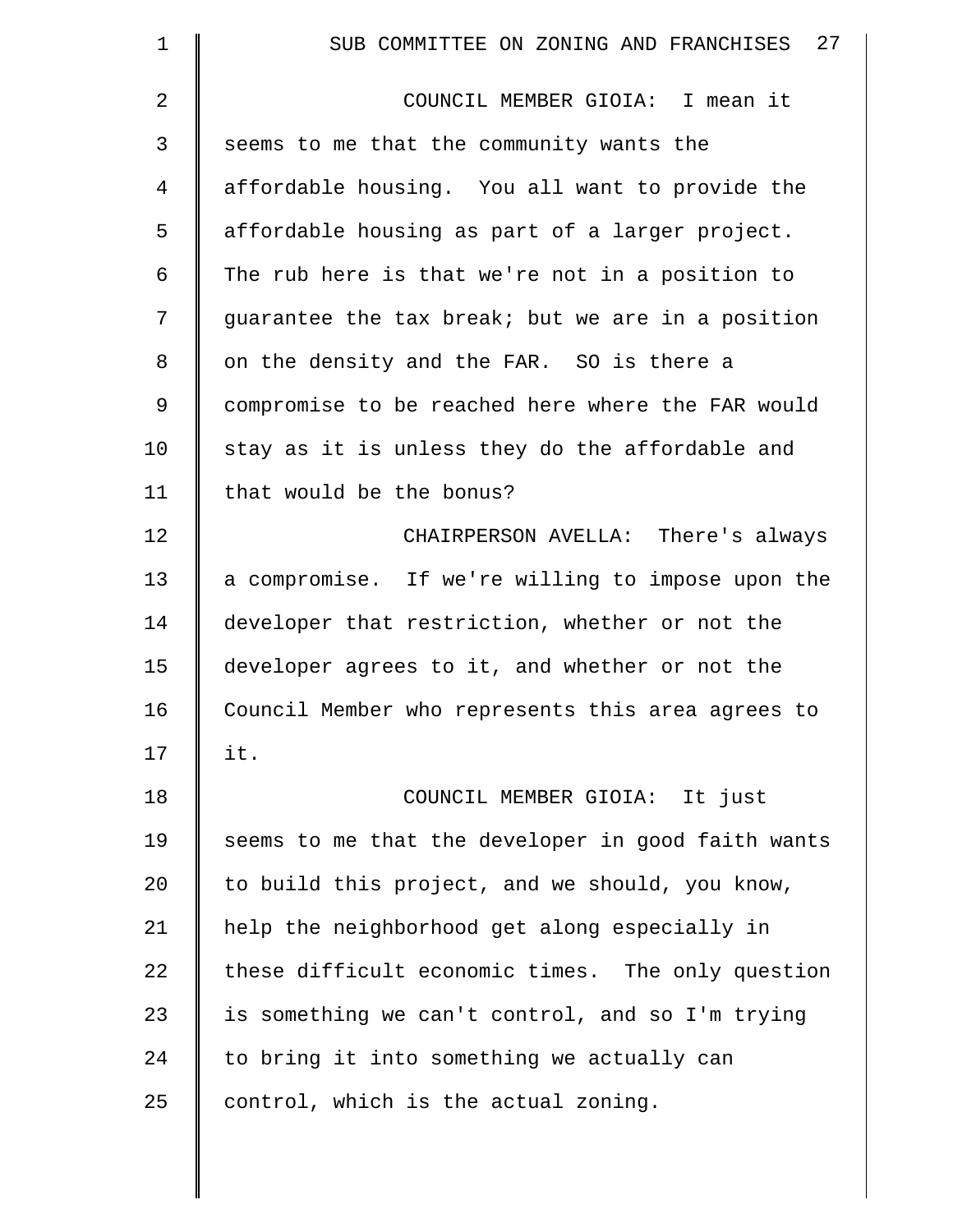COUNCIL MEMBER GIOIA: I mean it seems to me that the community wants the affordable housing. You all want to provide the affordable housing as part of a larger project. The rub here is that we're not in a position to guarantee the tax break; but we are in a position on the density and the FAR. SO is there a compromise to be reached here where the FAR would stay as it is unless they do the affordable and that would be the bonus?

CHAIRPERSON AVELLA: There's always a compromise. If we're willing to impose upon the developer that restriction, whether or not the developer agrees to it, and whether or not the Council Member who represents this area agrees to it.

COUNCIL MEMBER GIOIA: It just seems to me that the developer in good faith wants to build this project, and we should, you know, help the neighborhood get along especially in these difficult economic times. The only question is something we can't control, and so I'm trying to bring it into something we actually can control, which is the actual zoning.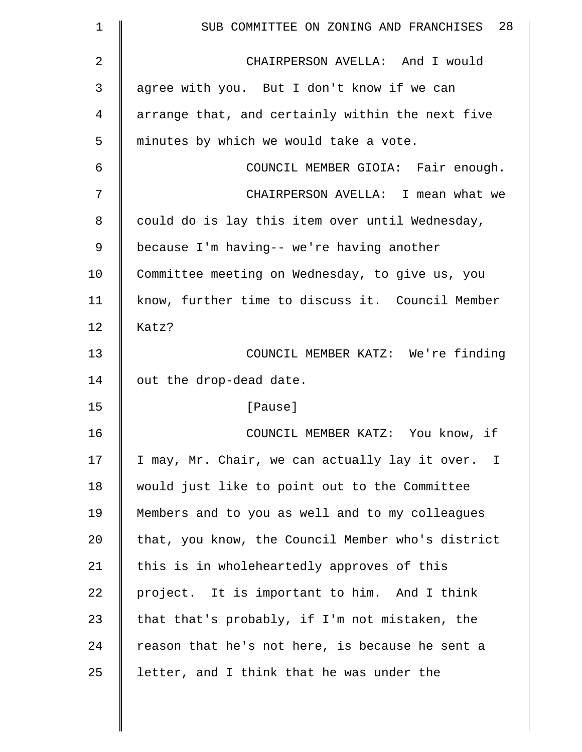CHAIRPERSON AVELLA: And I would agree with you. But I don't know if we can arrange that, and certainly within the next five minutes by which we would take a vote.

COUNCIL MEMBER GIOIA: Fair enough.

CHAIRPERSON AVELLA: I mean what we could do is lay this item over until Wednesday, because I'm having-- we're having another Committee meeting on Wednesday, to give us, you know, further time to discuss it. Council Member Katz?

COUNCIL MEMBER KATZ: We're finding out the drop-dead date.

[Pause]

COUNCIL MEMBER KATZ: You know, if I may, Mr. Chair, we can actually lay it over. I would just like to point out to the Committee Members and to you as well and to my colleagues that, you know, the Council Member who's district this is in wholeheartedly approves of this project. It is important to him. And I think that that's probably, if I'm not mistaken, the reason that he's not here, is because he sent a letter, and I think that he was under the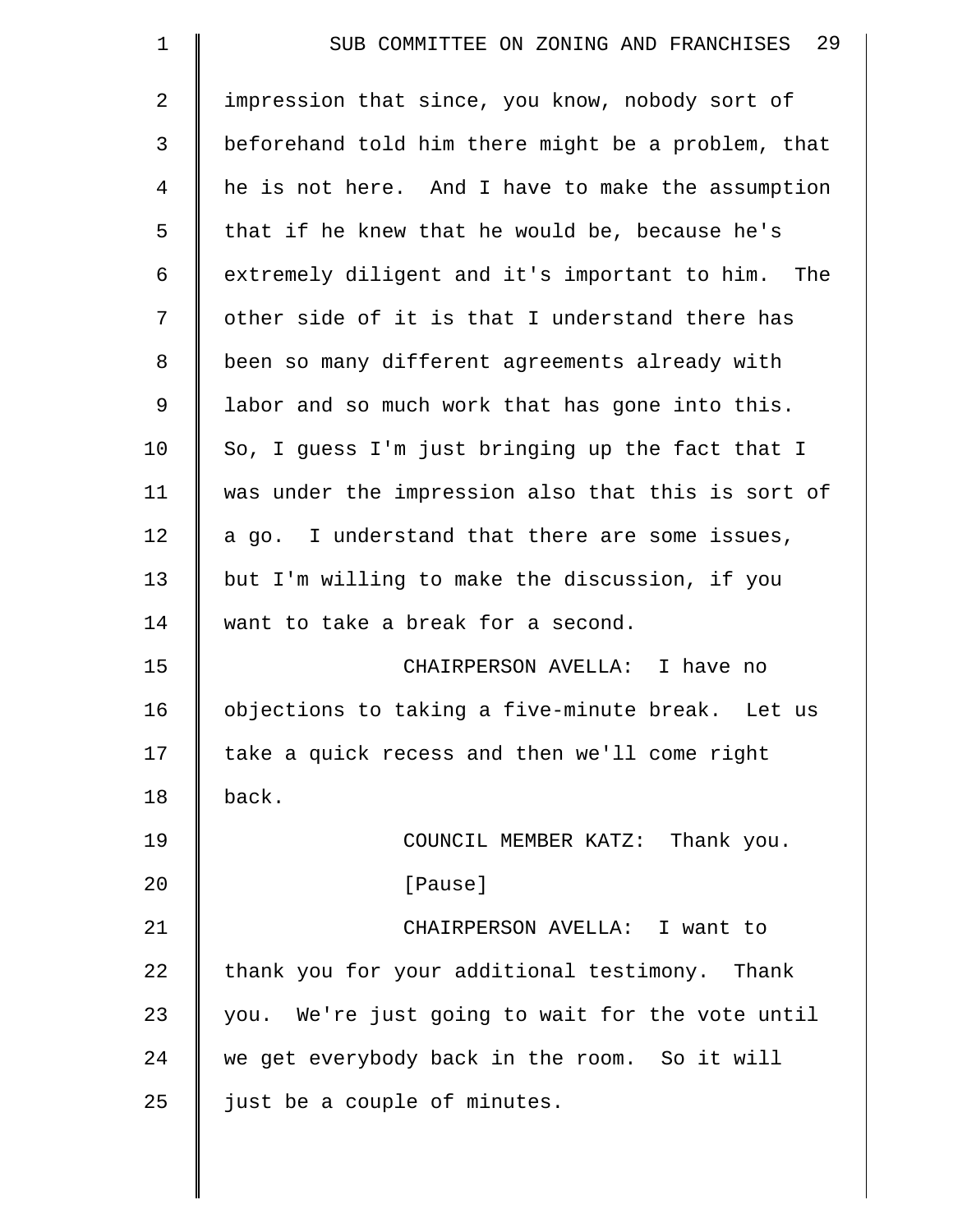impression that since, you know, nobody sort of beforehand told him there might be a problem, that he is not here. And I have to make the assumption that if he knew that he would be, because he's extremely diligent and it's important to him. The other side of it is that I understand there has been so many different agreements already with labor and so much work that has gone into this. So, I guess I'm just bringing up the fact that I was under the impression also that this is sort of a go. I understand that there are some issues, but I'm willing to make the discussion, if you want to take a break for a second.

CHAIRPERSON AVELLA: I have no objections to taking a five-minute break. Let us take a quick recess and then we'll come right back.

COUNCIL MEMBER KATZ: Thank you.

[Pause]

CHAIRPERSON AVELLA: I want to thank you for your additional testimony. Thank you. We're just going to wait for the vote until we get everybody back in the room. So it will just be a couple of minutes.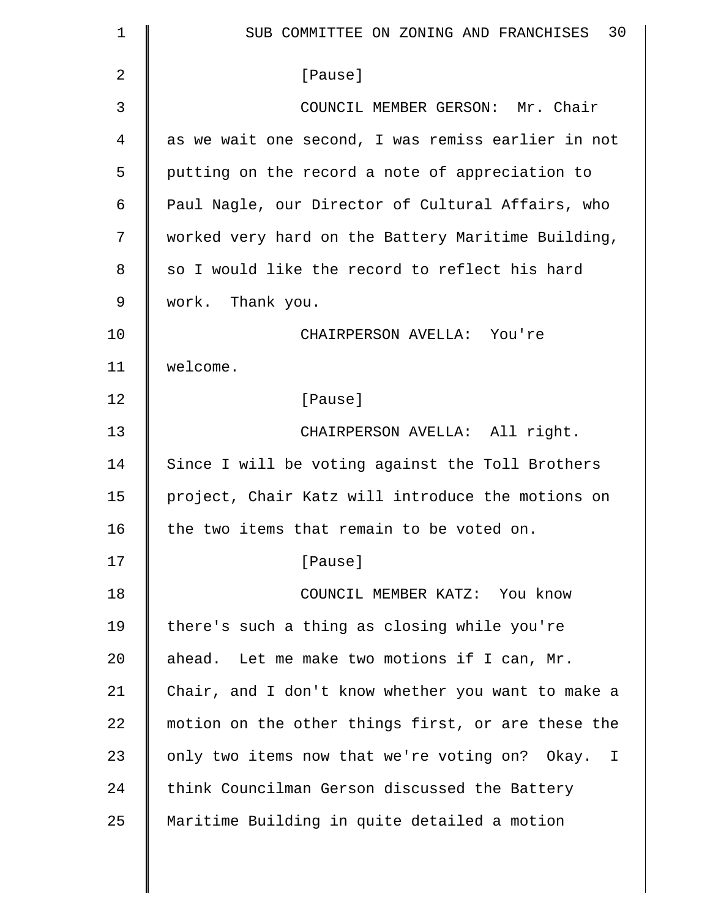[Pause]

COUNCIL MEMBER GERSON: Mr. Chair as we wait one second, I was remiss earlier in not putting on the record a note of appreciation to Paul Nagle, our Director of Cultural Affairs, who worked very hard on the Battery Maritime Building, so I would like the record to reflect his hard work. Thank you.

CHAIRPERSON AVELLA: You're welcome.

[Pause]

CHAIRPERSON AVELLA: All right. Since I will be voting against the Toll Brothers project, Chair Katz will introduce the motions on the two items that remain to be voted on.

[Pause]

COUNCIL MEMBER KATZ: You know there's such a thing as closing while you're ahead. Let me make two motions if I can, Mr. Chair, and I don't know whether you want to make a motion on the other things first, or are these the only two items now that we're voting on? Okay. I think Councilman Gerson discussed the Battery Maritime Building in quite detailed a motion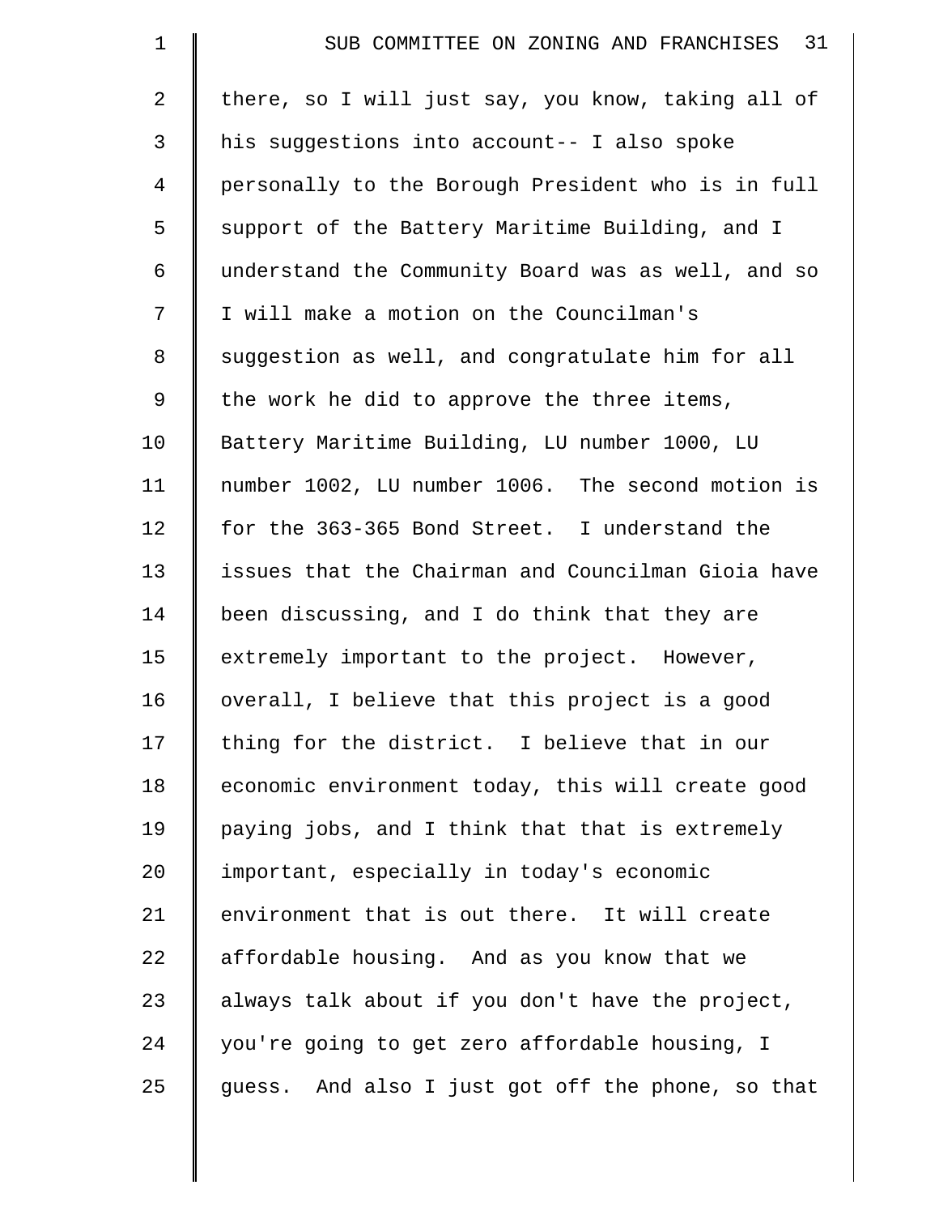there, so I will just say, you know, taking all of his suggestions into account-- I also spoke personally to the Borough President who is in full support of the Battery Maritime Building, and I understand the Community Board was as well, and so I will make a motion on the Councilman's suggestion as well, and congratulate him for all the work he did to approve the three items, Battery Maritime Building, LU number 1000, LU number 1002, LU number 1006. The second motion is for the 363-365 Bond Street. I understand the issues that the Chairman and Councilman Gioia have been discussing, and I do think that they are extremely important to the project. However, overall, I believe that this project is a good thing for the district. I believe that in our economic environment today, this will create good paying jobs, and I think that that is extremely important, especially in today's economic environment that is out there. It will create affordable housing. And as you know that we always talk about if you don't have the project, you're going to get zero affordable housing, I guess. And also I just got off the phone, so that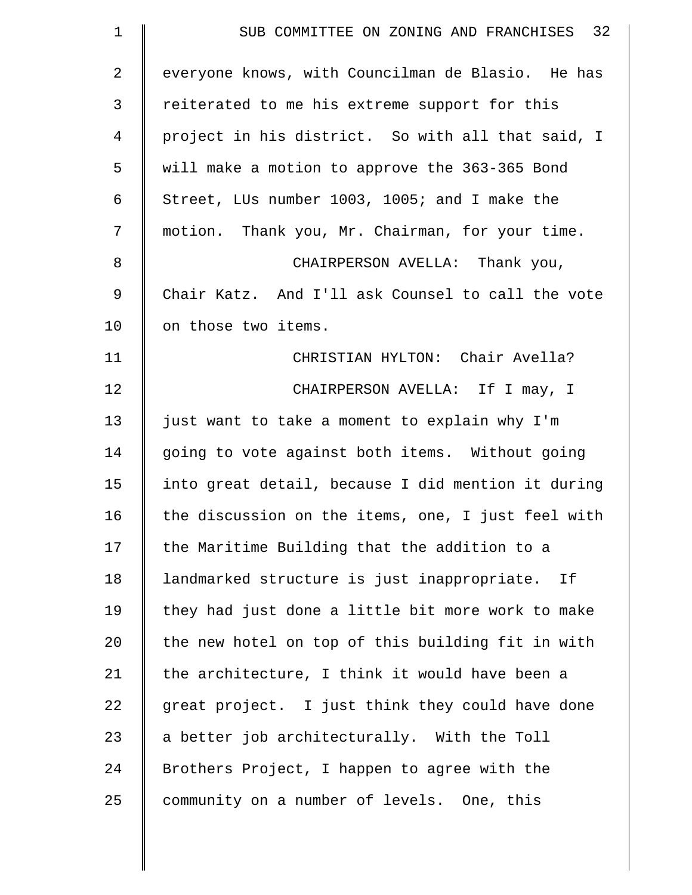everyone knows, with Councilman de Blasio. He has reiterated to me his extreme support for this project in his district. So with all that said, I will make a motion to approve the 363-365 Bond Street, LUs number 1003, 1005; and I make the motion. Thank you, Mr. Chairman, for your time.

CHAIRPERSON AVELLA: Thank you, Chair Katz. And I'll ask Counsel to call the vote on those two items.

CHRISTIAN HYLTON: Chair Avella?

CHAIRPERSON AVELLA: If I may, I just want to take a moment to explain why I'm going to vote against both items. Without going into great detail, because I did mention it during the discussion on the items, one, I just feel with the Maritime Building that the addition to a landmarked structure is just inappropriate. If they had just done a little bit more work to make the new hotel on top of this building fit in with the architecture, I think it would have been a great project. I just think they could have done a better job architecturally. With the Toll Brothers Project, I happen to agree with the community on a number of levels. One, this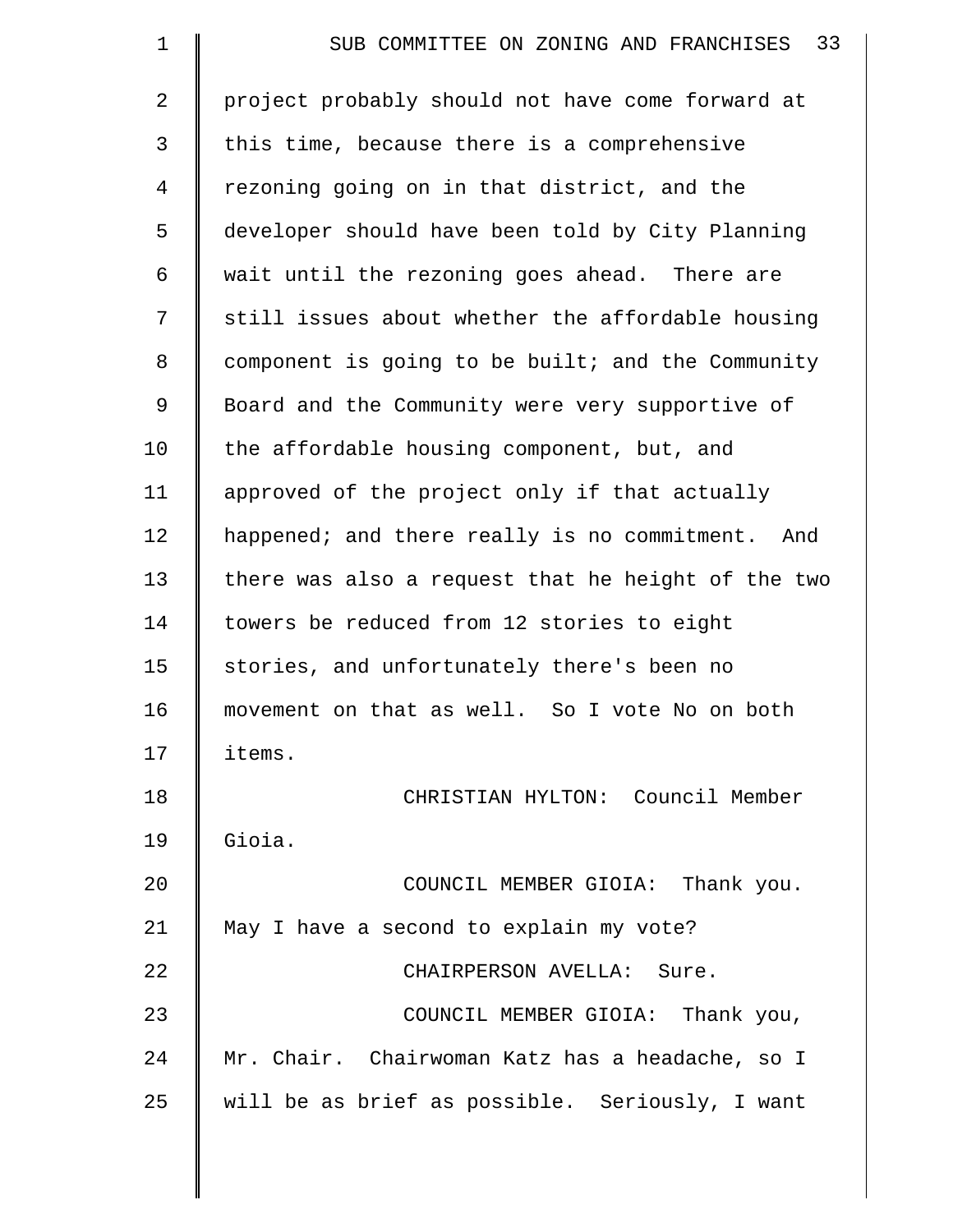project probably should not have come forward at this time, because there is a comprehensive rezoning going on in that district, and the developer should have been told by City Planning wait until the rezoning goes ahead. There are still issues about whether the affordable housing component is going to be built; and the Community Board and the Community were very supportive of the affordable housing component, but, and approved of the project only if that actually happened; and there really is no commitment. And there was also a request that he height of the two towers be reduced from 12 stories to eight stories, and unfortunately there's been no movement on that as well. So I vote No on both items.

CHRISTIAN HYLTON: Council Member Gioia.

COUNCIL MEMBER GIOIA: Thank you. May I have a second to explain my vote?

CHAIRPERSON AVELLA: Sure.

COUNCIL MEMBER GIOIA: Thank you, Mr. Chair. Chairwoman Katz has a headache, so I will be as brief as possible. Seriously, I want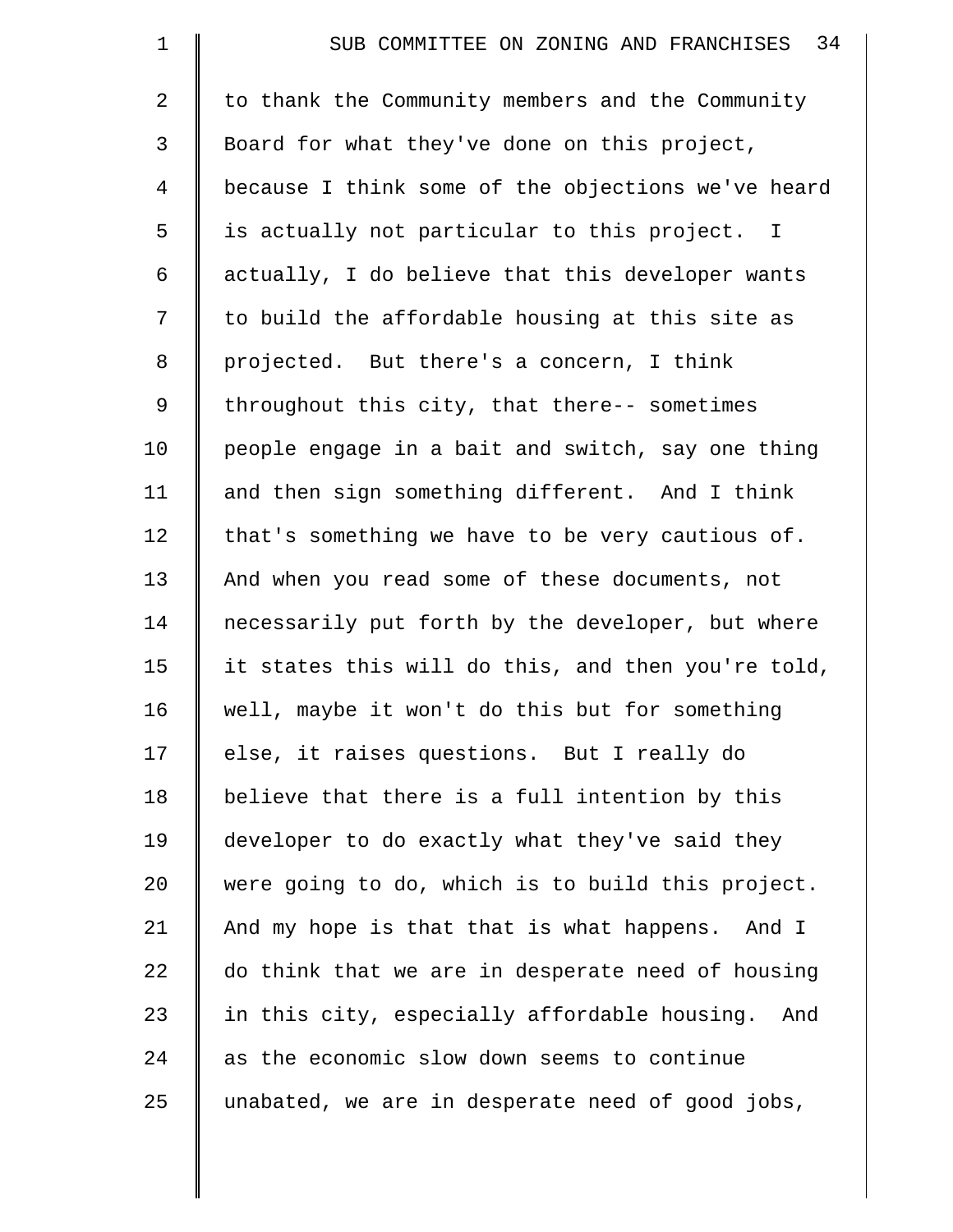to thank the Community members and the Community Board for what they've done on this project, because I think some of the objections we've heard is actually not particular to this project. I actually, I do believe that this developer wants to build the affordable housing at this site as projected. But there's a concern, I think throughout this city, that there-- sometimes people engage in a bait and switch, say one thing and then sign something different. And I think that's something we have to be very cautious of. And when you read some of these documents, not necessarily put forth by the developer, but where it states this will do this, and then you're told, well, maybe it won't do this but for something else, it raises questions. But I really do believe that there is a full intention by this developer to do exactly what they've said they were going to do, which is to build this project. And my hope is that that is what happens. And I do think that we are in desperate need of housing in this city, especially affordable housing. And as the economic slow down seems to continue unabated, we are in desperate need of good jobs,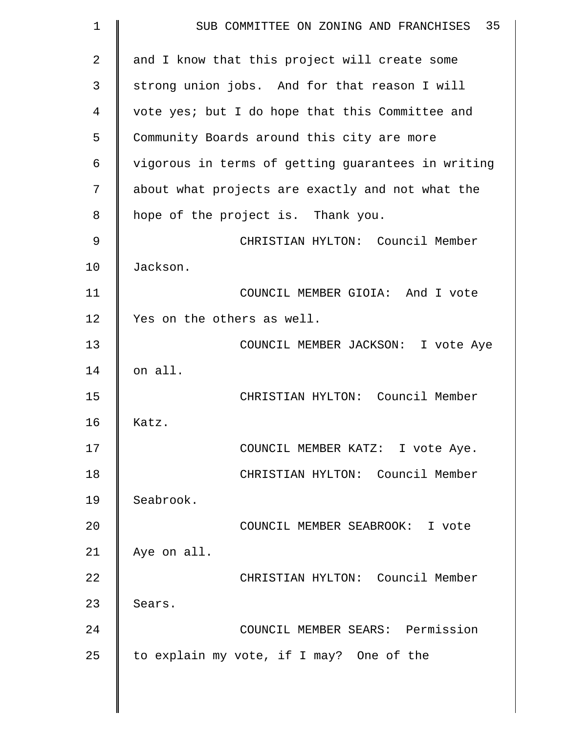and I know that this project will create some strong union jobs. And for that reason I will vote yes; but I do hope that this Committee and Community Boards around this city are more vigorous in terms of getting guarantees in writing about what projects are exactly and not what the hope of the project is. Thank you.

CHRISTIAN HYLTON: Council Member Jackson.

COUNCIL MEMBER GIOIA: And I vote Yes on the others as well.

COUNCIL MEMBER JACKSON: I vote Aye on all.

CHRISTIAN HYLTON: Council Member Katz.

COUNCIL MEMBER KATZ: I vote Aye.

CHRISTIAN HYLTON: Council Member Seabrook.

COUNCIL MEMBER SEABROOK: I vote Aye on all.

CHRISTIAN HYLTON: Council Member Sears.

COUNCIL MEMBER SEARS: Permission to explain my vote, if I may? One of the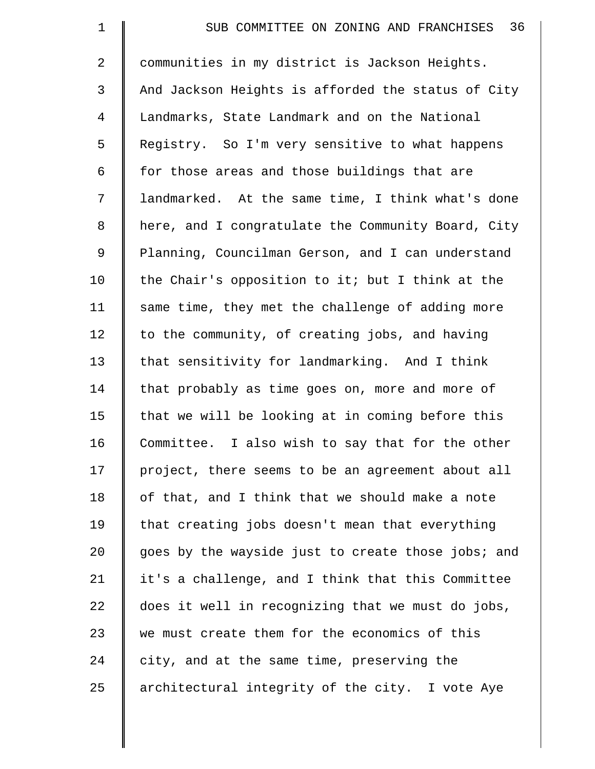communities in my district is Jackson Heights. And Jackson Heights is afforded the status of City Landmarks, State Landmark and on the National Registry. So I'm very sensitive to what happens for those areas and those buildings that are landmarked. At the same time, I think what's done here, and I congratulate the Community Board, City Planning, Councilman Gerson, and I can understand the Chair's opposition to it; but I think at the same time, they met the challenge of adding more to the community, of creating jobs, and having that sensitivity for landmarking. And I think that probably as time goes on, more and more of that we will be looking at in coming before this Committee. I also wish to say that for the other project, there seems to be an agreement about all of that, and I think that we should make a note that creating jobs doesn't mean that everything goes by the wayside just to create those jobs; and it's a challenge, and I think that this Committee does it well in recognizing that we must do jobs, we must create them for the economics of this city, and at the same time, preserving the architectural integrity of the city. I vote Aye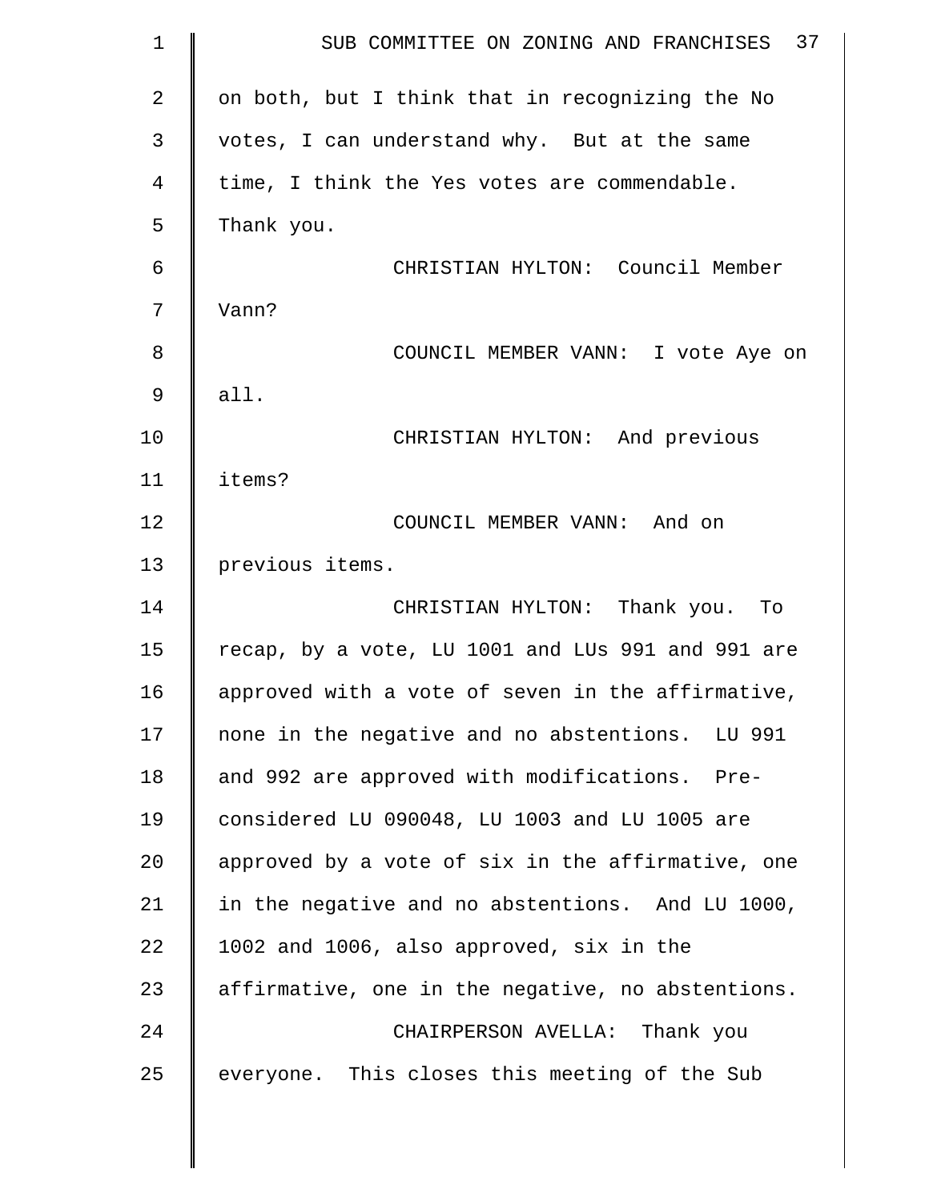on both, but I think that in recognizing the No votes, I can understand why. But at the same time, I think the Yes votes are commendable. Thank you.

CHRISTIAN HYLTON: Council Member Vann?

COUNCIL MEMBER VANN: I vote Aye on all.

CHRISTIAN HYLTON: And previous items?

COUNCIL MEMBER VANN: And on previous items.

CHRISTIAN HYLTON: Thank you. To recap, by a vote, LU 1001 and LUs 991 and 991 are approved with a vote of seven in the affirmative, none in the negative and no abstentions. LU 991 and 992 are approved with modifications. Pre-considered LU 090048, LU 1003 and LU 1005 are approved by a vote of six in the affirmative, one in the negative and no abstentions. And LU 1000, 1002 and 1006, also approved, six in the affirmative, one in the negative, no abstentions.

CHAIRPERSON AVELLA: Thank you everyone. This closes this meeting of the Sub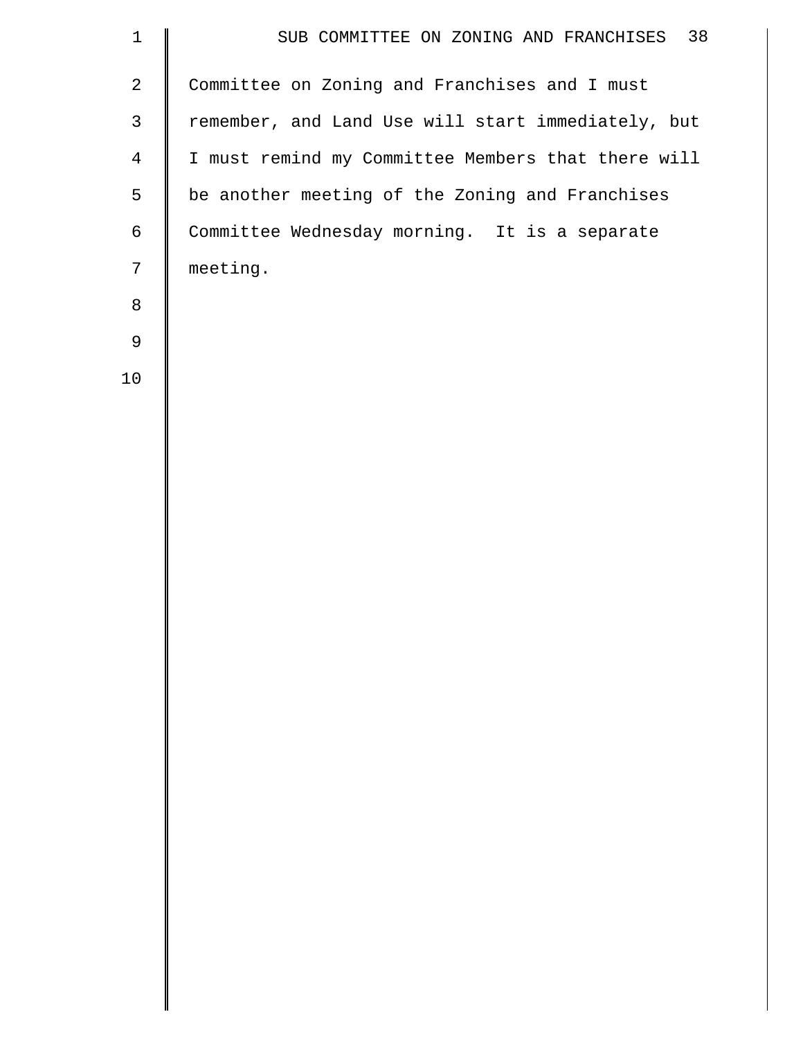Committee on Zoning and Franchises and I must remember, and Land Use will start immediately, but I must remind my Committee Members that there will be another meeting of the Zoning and Franchises Committee Wednesday morning. It is a separate meeting.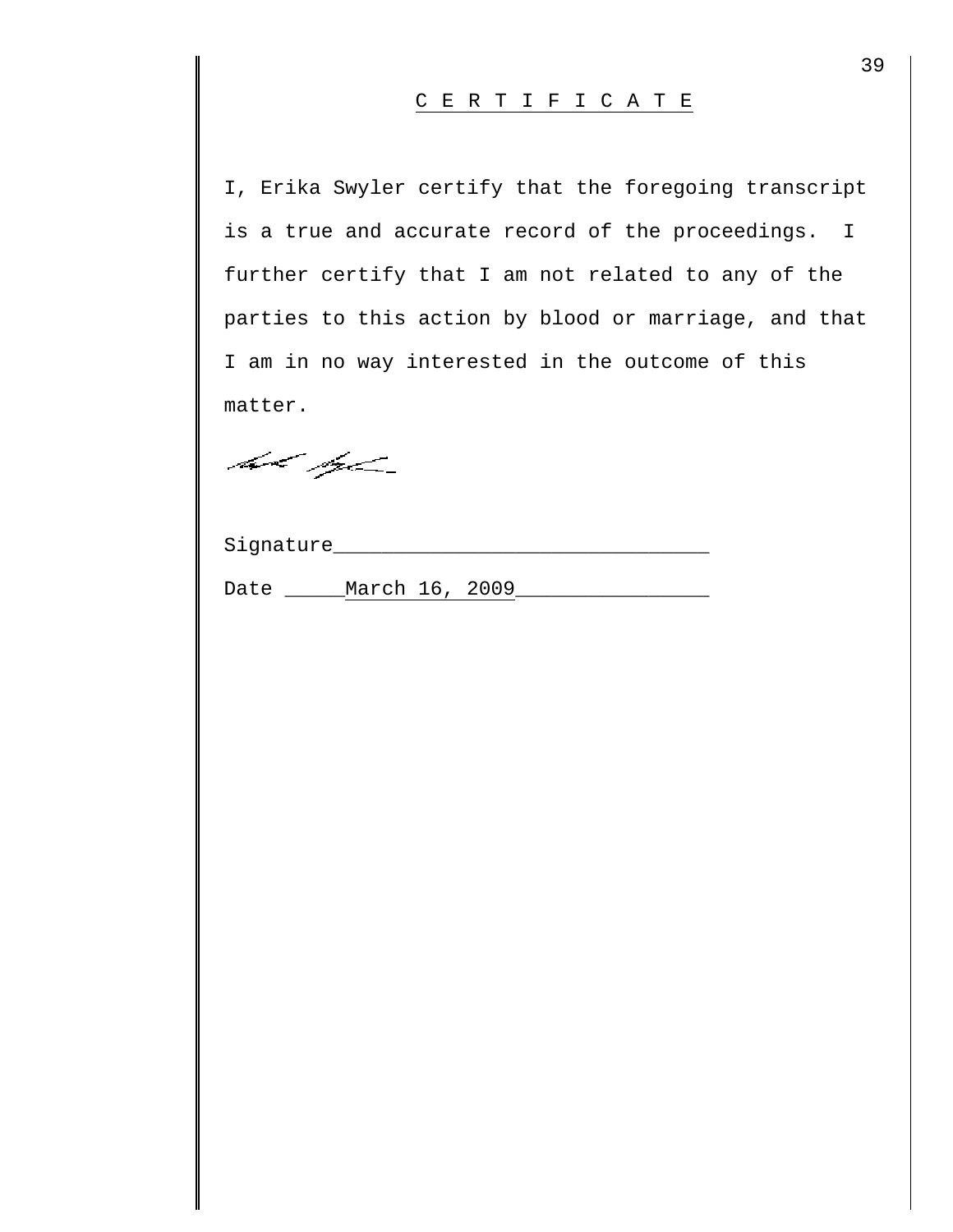C E R T I F I C A T E

I, Erika Swyler certify that the foregoing transcript is a true and accurate record of the proceedings. I further certify that I am not related to any of the parties to this action by blood or marriage, and that I am in no way interested in the outcome of this matter.

Signature_______________________________

Date _____March 16, 2009________________